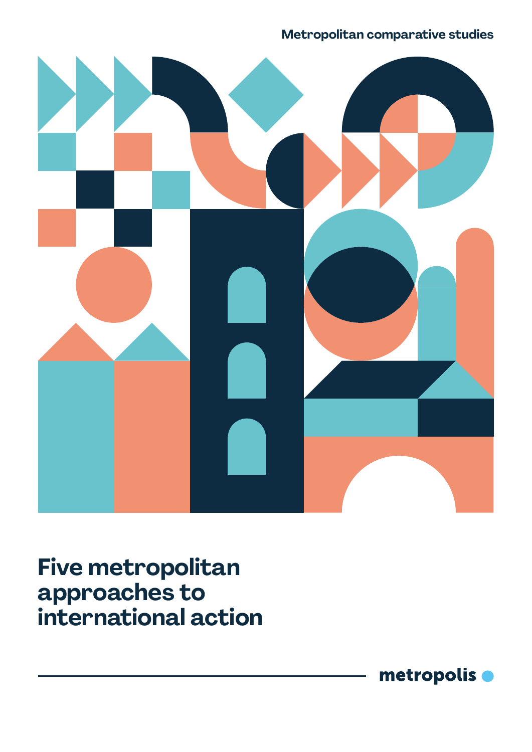Metropolitan comparative studies

# Five metropolitan approaches to international action

metropolis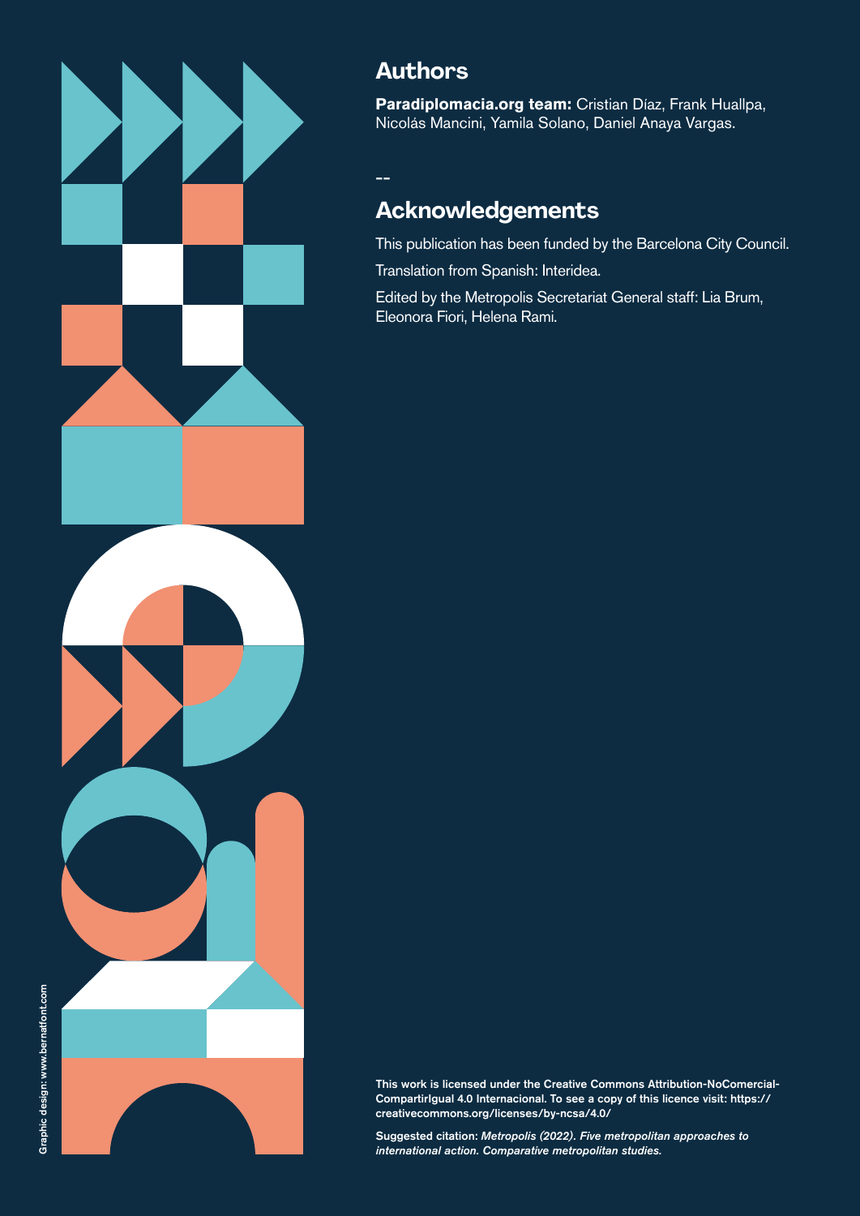## Authors

**Paradiplomacia.org team:** Cristian Díaz, Frank Hualpa, Nicolás Mancini, Yamila Solano, Daniel Anaya Vargas.

--

## Acknowledgements

This publication has been funded by the Barcelona City Council.

Translation from Spanish: Interidea.

Edited by the Metropolis Secretariat General staff: Lia Brum, Eleonora Fiori, Helena Rami.

Graphic design: www.bernatfont.com

**This work is licensed under the Creative Commons Attribution-NoComercial-CompartirIgual 4.0 Internacional. To see a copy of this licence visit: https://creativecommons.org/licenses/by-ncsa/4.0/**

**Suggested citation:** ***Metropolis (2022). Five metropolitan approaches to international action. Comparative metropolitan studies.***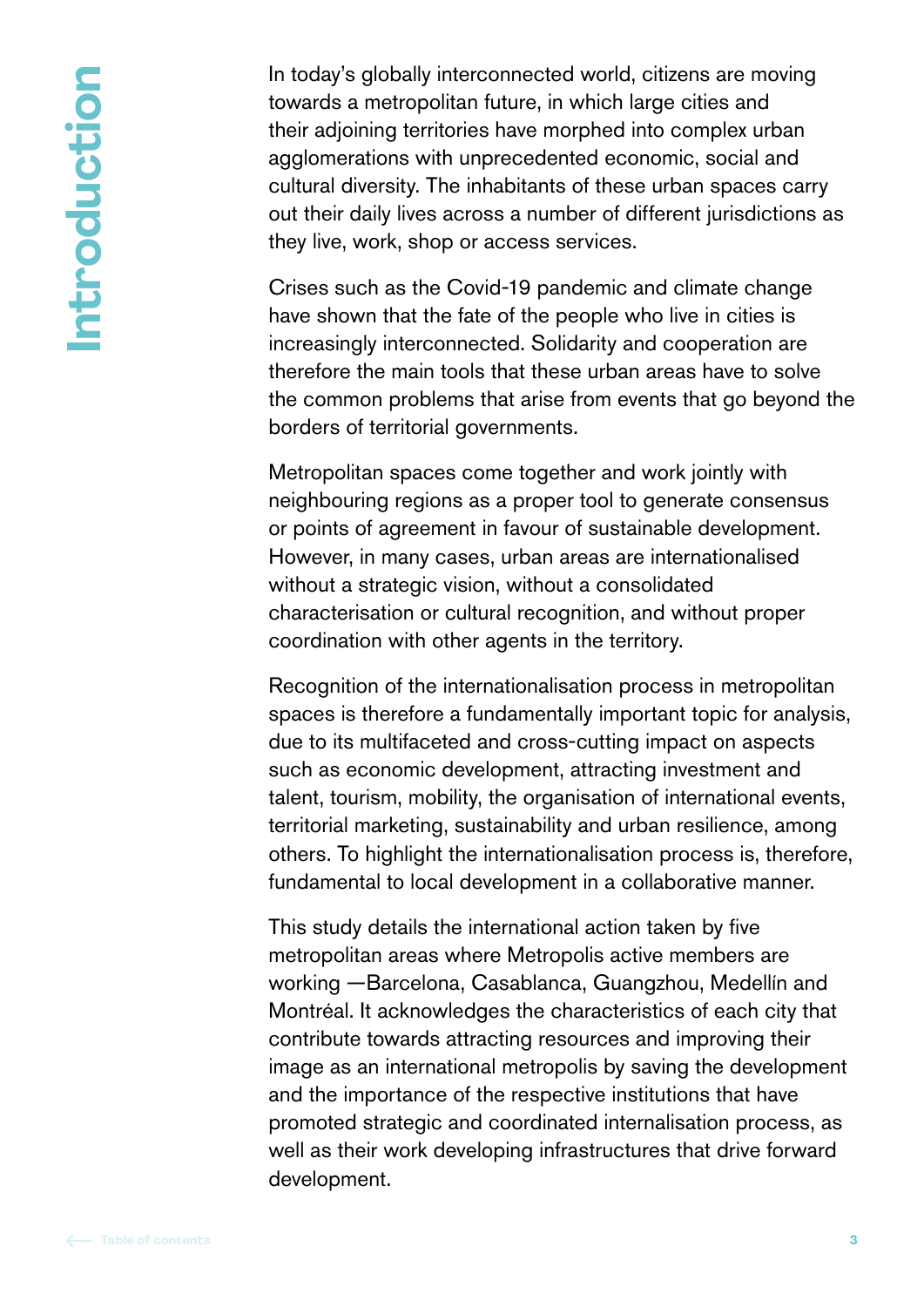# Introduction

In today's globally interconnected world, citizens are moving towards a metropolitan future, in which large cities and their adjoining territories have morphed into complex urban agglomerations with unprecedented economic, social and cultural diversity. The inhabitants of these urban spaces carry out their daily lives across a number of different jurisdictions as they live, work, shop or access services.

Crises such as the Covid-19 pandemic and climate change have shown that the fate of the people who live in cities is increasingly interconnected. Solidarity and cooperation are therefore the main tools that these urban areas have to solve the common problems that arise from events that go beyond the borders of territorial governments.

Metropolitan spaces come together and work jointly with neighbouring regions as a proper tool to generate consensus or points of agreement in favour of sustainable development. However, in many cases, urban areas are internationalised without a strategic vision, without a consolidated characterisation or cultural recognition, and without proper coordination with other agents in the territory.

Recognition of the internationalisation process in metropolitan spaces is therefore a fundamentally important topic for analysis, due to its multifaceted and cross-cutting impact on aspects such as economic development, attracting investment and talent, tourism, mobility, the organisation of international events, territorial marketing, sustainability and urban resilience, among others. To highlight the internationalisation process is, therefore, fundamental to local development in a collaborative manner.

This study details the international action taken by five metropolitan areas where Metropolis active members are working —Barcelona, Casablanca, Guangzhou, Medellín and Montréal. It acknowledges the characteristics of each city that contribute towards attracting resources and improving their image as an international metropolis by saving the development and the importance of the respective institutions that have promoted strategic and coordinated internalisation process, as well as their work developing infrastructures that drive forward development.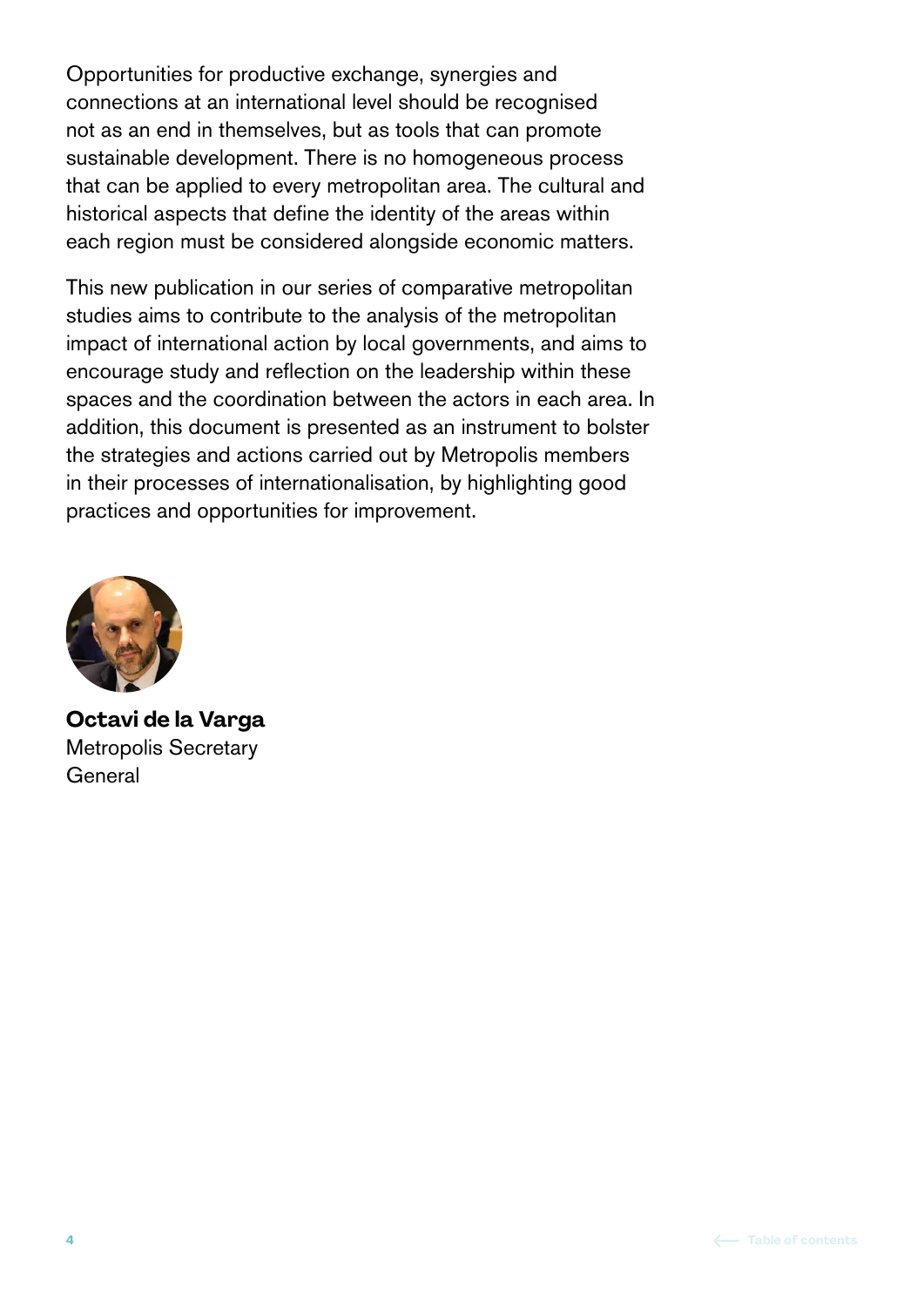Opportunities for productive exchange, synergies and connections at an international level should be recognised not as an end in themselves, but as tools that can promote sustainable development. There is no homogeneous process that can be applied to every metropolitan area. The cultural and historical aspects that define the identity of the areas within each region must be considered alongside economic matters.

This new publication in our series of comparative metropolitan studies aims to contribute to the analysis of the metropolitan impact of international action by local governments, and aims to encourage study and reflection on the leadership within these spaces and the coordination between the actors in each area. In addition, this document is presented as an instrument to bolster the strategies and actions carried out by Metropolis members in their processes of internationalisation, by highlighting good practices and opportunities for improvement.

**Octavi de la Varga**
Metropolis Secretary General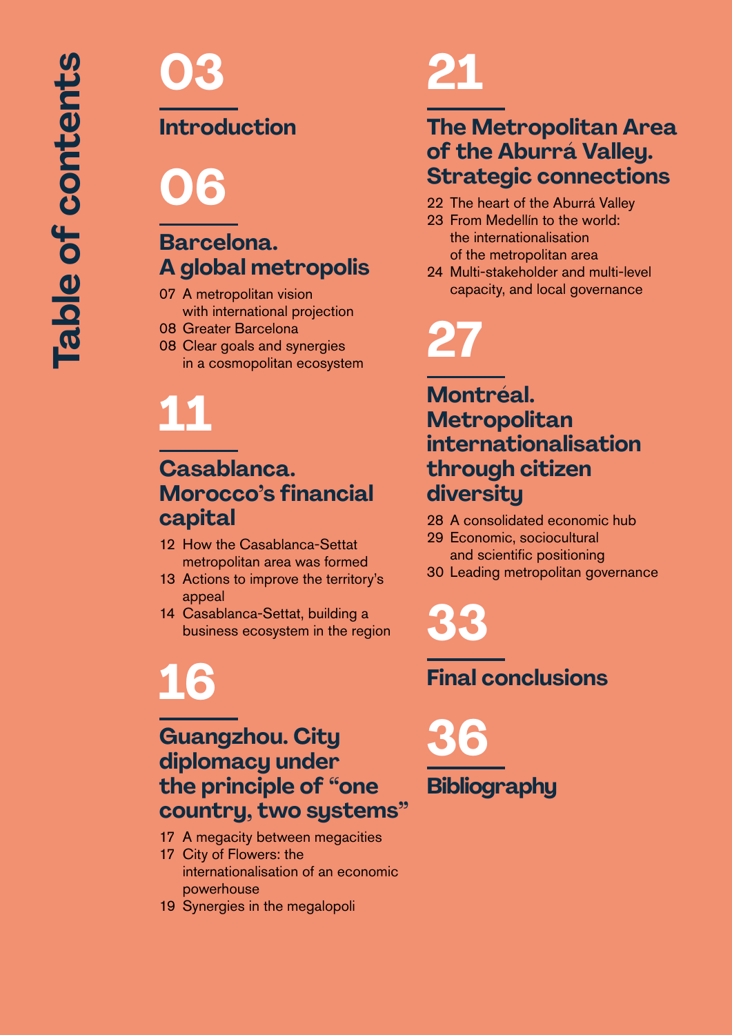# Table of contents

## 03

### Introduction

## 06

### Barcelona. A global metropolis

- 07 A metropolitan vision with international projection
- 08 Greater Barcelona
- 08 Clear goals and synergies in a cosmopolitan ecosystem

## 11

### Casablanca. Morocco's financial capital

- 12 How the Casablanca-Settat metropolitan area was formed
- 13 Actions to improve the territory's appeal
- 14 Casablanca-Settat, building a business ecosystem in the region

## 16

### Guangzhou. City diplomacy under the principle of "one country, two systems"

- 17 A megacity between megacities
- 17 City of Flowers: the internationalisation of an economic powerhouse
- 19 Synergies in the megalopoli

## 21

### The Metropolitan Area of the Aburrá Valley. Strategic connections

- 22 The heart of the Aburrá Valley
- 23 From Medellín to the world: the internationalisation of the metropolitan area
- 24 Multi-stakeholder and multi-level capacity, and local governance

## 27

### Montréal. Metropolitan internationalisation through citizen diversity

- 28 A consolidated economic hub
- 29 Economic, sociocultural and scientific positioning
- 30 Leading metropolitan governance

## 33

### Final conclusions

## 36

### Bibliography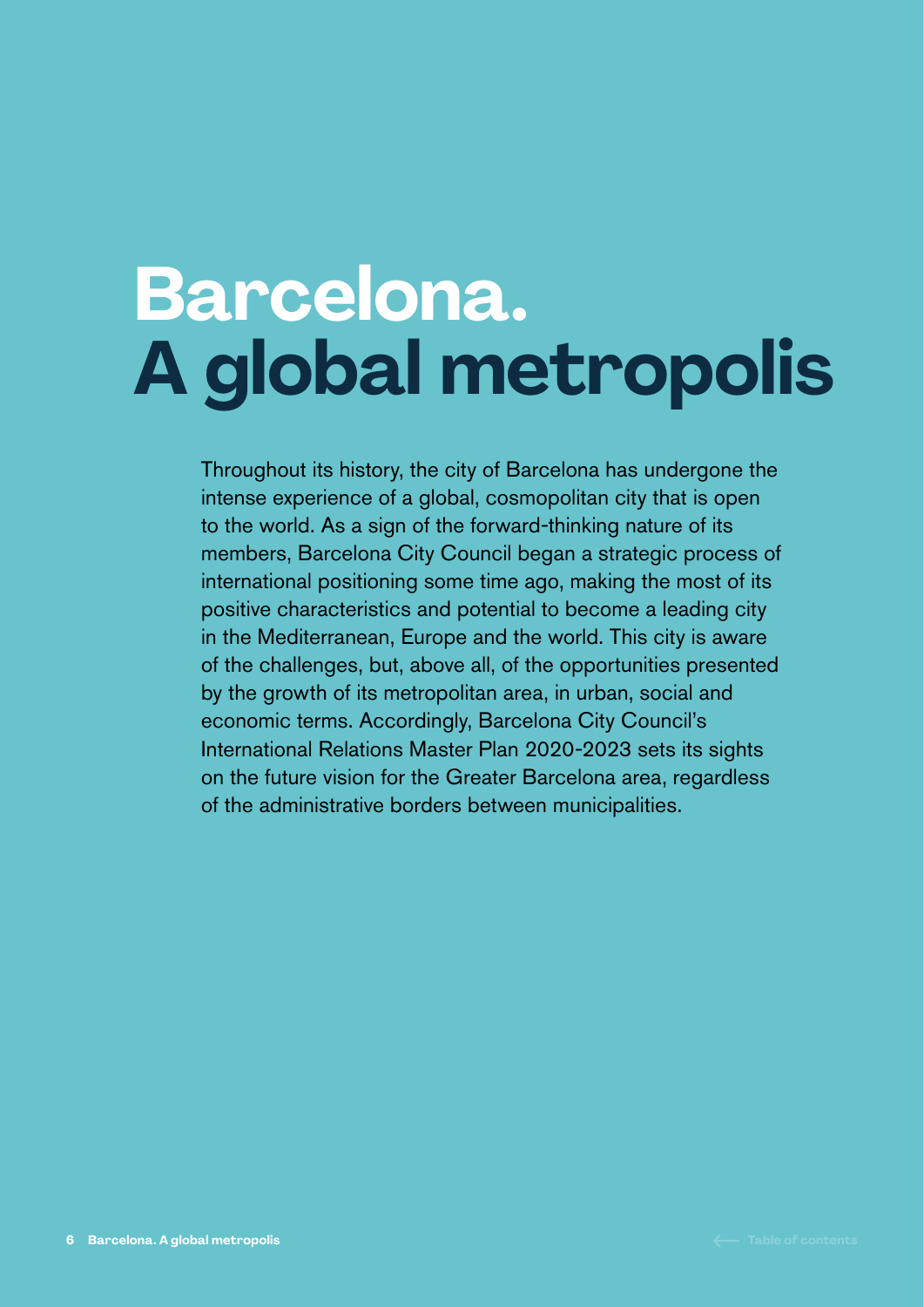# Barcelona. A global metropolis

Throughout its history, the city of Barcelona has undergone the intense experience of a global, cosmopolitan city that is open to the world. As a sign of the forward-thinking nature of its members, Barcelona City Council began a strategic process of international positioning some time ago, making the most of its positive characteristics and potential to become a leading city in the Mediterranean, Europe and the world. This city is aware of the challenges, but, above all, of the opportunities presented by the growth of its metropolitan area, in urban, social and economic terms. Accordingly, Barcelona City Council's International Relations Master Plan 2020-2023 sets its sights on the future vision for the Greater Barcelona area, regardless of the administrative borders between municipalities.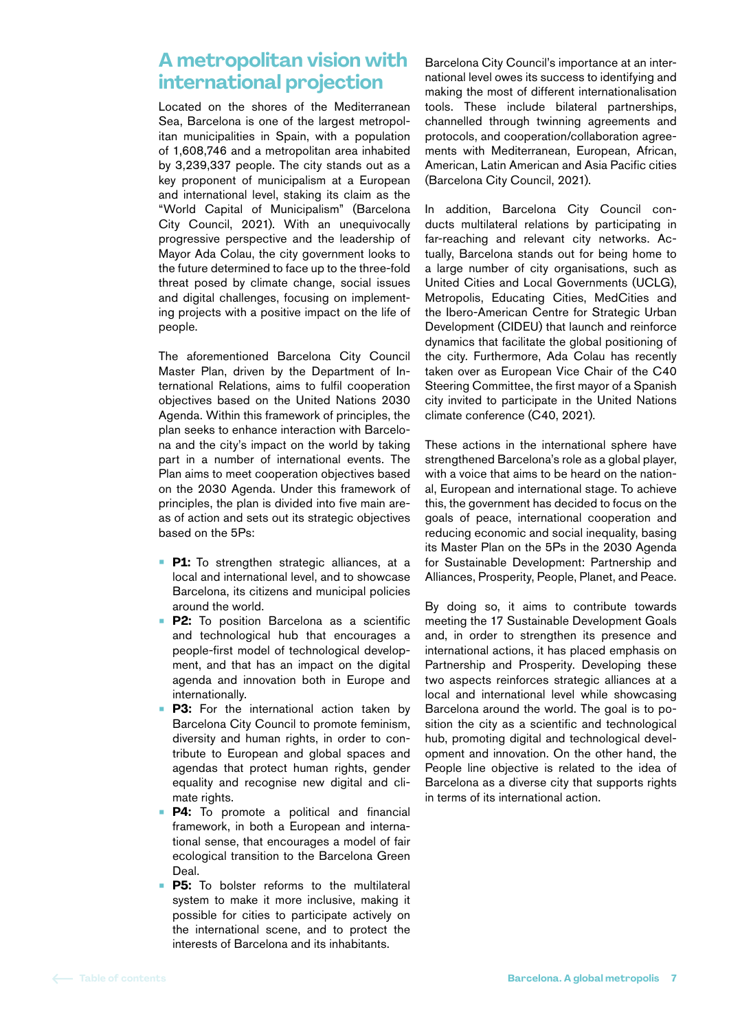## A metropolitan vision with international projection

Located on the shores of the Mediterranean Sea, Barcelona is one of the largest metropolitan municipalities in Spain, with a population of 1,608,746 and a metropolitan area inhabited by 3,239,337 people. The city stands out as a key proponent of municipalism at a European and international level, staking its claim as the "World Capital of Municipalism" (Barcelona City Council, 2021). With an unequivocally progressive perspective and the leadership of Mayor Ada Colau, the city government looks to the future determined to face up to the three-fold threat posed by climate change, social issues and digital challenges, focusing on implementing projects with a positive impact on the life of people.

The aforementioned Barcelona City Council Master Plan, driven by the Department of International Relations, aims to fulfil cooperation objectives based on the United Nations 2030 Agenda. Within this framework of principles, the plan seeks to enhance interaction with Barcelona and the city's impact on the world by taking part in a number of international events. The Plan aims to meet cooperation objectives based on the 2030 Agenda. Under this framework of principles, the plan is divided into five main areas of action and sets out its strategic objectives based on the 5Ps:

- **P1:** To strengthen strategic alliances, at a local and international level, and to showcase Barcelona, its citizens and municipal policies around the world.
- **P2:** To position Barcelona as a scientific and technological hub that encourages a people-first model of technological development, and that has an impact on the digital agenda and innovation both in Europe and internationally.
- **P3:** For the international action taken by Barcelona City Council to promote feminism, diversity and human rights, in order to contribute to European and global spaces and agendas that protect human rights, gender equality and recognise new digital and climate rights.
- **P4:** To promote a political and financial framework, in both a European and international sense, that encourages a model of fair ecological transition to the Barcelona Green Deal.
- **P5:** To bolster reforms to the multilateral system to make it more inclusive, making it possible for cities to participate actively on the international scene, and to protect the interests of Barcelona and its inhabitants.

Barcelona City Council's importance at an international level owes its success to identifying and making the most of different internationalisation tools. These include bilateral partnerships, channelled through twinning agreements and protocols, and cooperation/collaboration agreements with Mediterranean, European, African, American, Latin American and Asia Pacific cities (Barcelona City Council, 2021).

In addition, Barcelona City Council conducts multilateral relations by participating in far-reaching and relevant city networks. Actually, Barcelona stands out for being home to a large number of city organisations, such as United Cities and Local Governments (UCLG), Metropolis, Educating Cities, MedCities and the Ibero-American Centre for Strategic Urban Development (CIDEU) that launch and reinforce dynamics that facilitate the global positioning of the city. Furthermore, Ada Colau has recently taken over as European Vice Chair of the C40 Steering Committee, the first mayor of a Spanish city invited to participate in the United Nations climate conference (C40, 2021).

These actions in the international sphere have strengthened Barcelona's role as a global player, with a voice that aims to be heard on the national, European and international stage. To achieve this, the government has decided to focus on the goals of peace, international cooperation and reducing economic and social inequality, basing its Master Plan on the 5Ps in the 2030 Agenda for Sustainable Development: Partnership and Alliances, Prosperity, People, Planet, and Peace.

By doing so, it aims to contribute towards meeting the 17 Sustainable Development Goals and, in order to strengthen its presence and international actions, it has placed emphasis on Partnership and Prosperity. Developing these two aspects reinforces strategic alliances at a local and international level while showcasing Barcelona around the world. The goal is to position the city as a scientific and technological hub, promoting digital and technological development and innovation. On the other hand, the People line objective is related to the idea of Barcelona as a diverse city that supports rights in terms of its international action.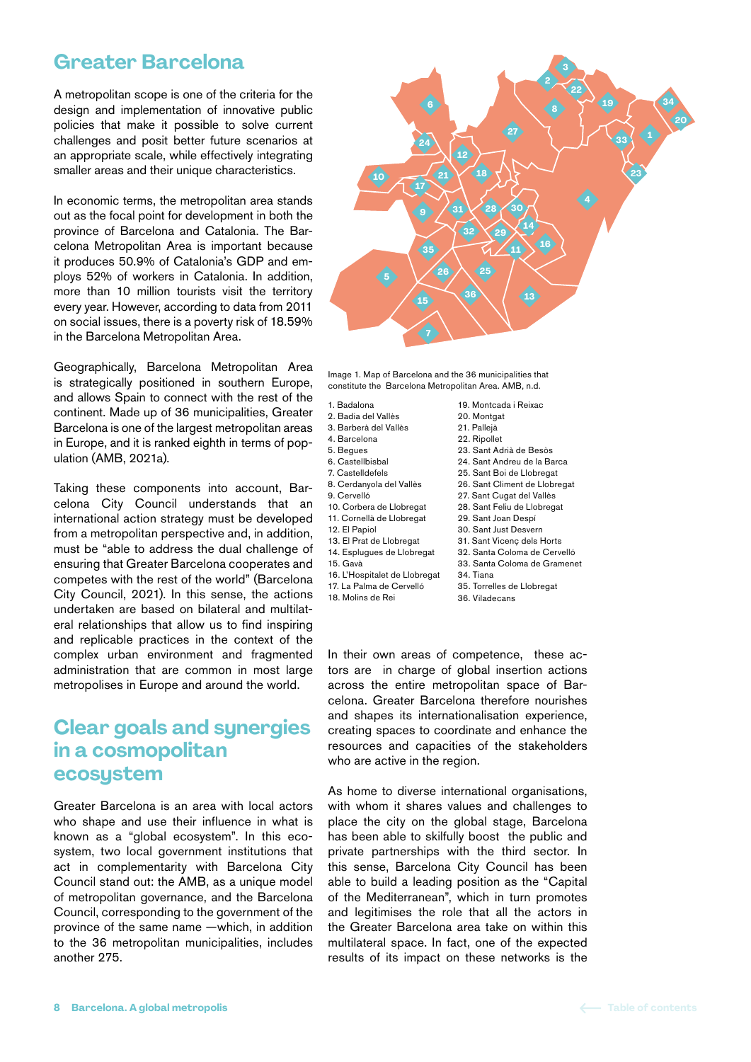## Greater Barcelona

A metropolitan scope is one of the criteria for the design and implementation of innovative public policies that make it possible to solve current challenges and posit better future scenarios at an appropriate scale, while effectively integrating smaller areas and their unique characteristics.

In economic terms, the metropolitan area stands out as the focal point for development in both the province of Barcelona and Catalonia. The Barcelona Metropolitan Area is important because it produces 50.9% of Catalonia's GDP and employs 52% of workers in Catalonia. In addition, more than 10 million tourists visit the territory every year. However, according to data from 2011 on social issues, there is a poverty risk of 18.59% in the Barcelona Metropolitan Area.

Geographically, Barcelona Metropolitan Area is strategically positioned in southern Europe, and allows Spain to connect with the rest of the continent. Made up of 36 municipalities, Greater Barcelona is one of the largest metropolitan areas in Europe, and it is ranked eighth in terms of population (AMB, 2021a).

Taking these components into account, Barcelona City Council understands that an international action strategy must be developed from a metropolitan perspective and, in addition, must be "able to address the dual challenge of ensuring that Greater Barcelona cooperates and competes with the rest of the world" (Barcelona City Council, 2021). In this sense, the actions undertaken are based on bilateral and multilateral relationships that allow us to find inspiring and replicable practices in the context of the complex urban environment and fragmented administration that are common in most large metropolises in Europe and around the world.

Image 1. Map of Barcelona and the 36 municipalities that constitute the Barcelona Metropolitan Area. AMB, n.d.

1. Badalona
2. Badia del Vallès
3. Barberà del Vallès
4. Barcelona
5. Begues
6. Castellbisbal
7. Castelldefels
8. Cerdanyola del Vallès
9. Cervelló
10. Corbera de Llobregat
11. Cornellà de Llobregat
12. El Papiol
13. El Prat de Llobregat
14. Esplugues de Llobregat
15. Gavà
16. L'Hospitalet de Llobregat
17. La Palma de Cervelló
18. Molins de Rei
19. Montcada i Reixac
20. Montgat
21. Pallejà
22. Ripollet
23. Sant Adrià de Besòs
24. Sant Andreu de la Barca
25. Sant Boi de Llobregat
26. Sant Climent de Llobregat
27. Sant Cugat del Vallès
28. Sant Feliu de Llobregat
29. Sant Joan Despí
30. Sant Just Desvern
31. Sant Vicenç dels Horts
32. Santa Coloma de Cervelló
33. Santa Coloma de Gramenet
34. Tiana
35. Torrelles de Llobregat
36. Viladecans

## Clear goals and synergies in a cosmopolitan ecosystem

Greater Barcelona is an area with local actors who shape and use their influence in what is known as a "global ecosystem". In this ecosystem, two local government institutions that act in complementarity with Barcelona City Council stand out: the AMB, as a unique model of metropolitan governance, and the Barcelona Council, corresponding to the government of the province of the same name —which, in addition to the 36 metropolitan municipalities, includes another 275.

In their own areas of competence, these actors are in charge of global insertion actions across the entire metropolitan space of Barcelona. Greater Barcelona therefore nourishes and shapes its internationalisation experience, creating spaces to coordinate and enhance the resources and capacities of the stakeholders who are active in the region.

As home to diverse international organisations, with whom it shares values and challenges to place the city on the global stage, Barcelona has been able to skilfully boost the public and private partnerships with the third sector. In this sense, Barcelona City Council has been able to build a leading position as the "Capital of the Mediterranean", which in turn promotes and legitimises the role that all the actors in the Greater Barcelona area take on within this multilateral space. In fact, one of the expected results of its impact on these networks is the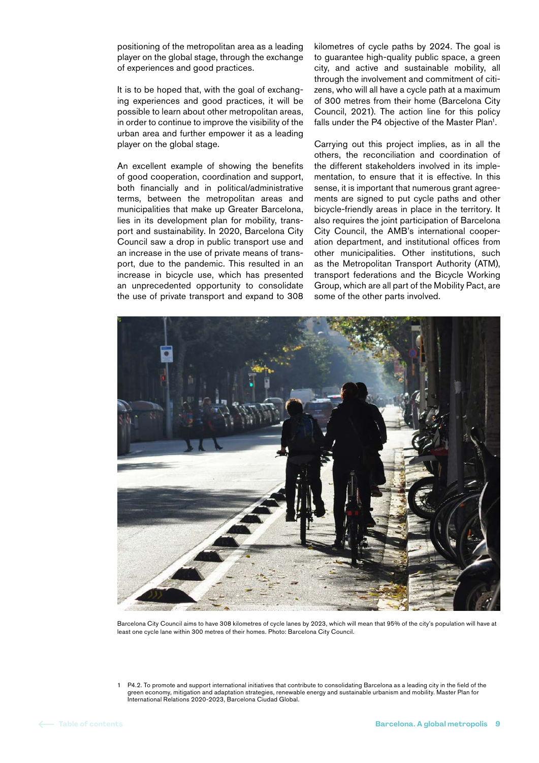positioning of the metropolitan area as a leading player on the global stage, through the exchange of experiences and good practices.

It is to be hoped that, with the goal of exchanging experiences and good practices, it will be possible to learn about other metropolitan areas, in order to continue to improve the visibility of the urban area and further empower it as a leading player on the global stage.

An excellent example of showing the benefits of good cooperation, coordination and support, both financially and in political/administrative terms, between the metropolitan areas and municipalities that make up Greater Barcelona, lies in its development plan for mobility, transport and sustainability. In 2020, Barcelona City Council saw a drop in public transport use and an increase in the use of private means of transport, due to the pandemic. This resulted in an increase in bicycle use, which has presented an unprecedented opportunity to consolidate the use of private transport and expand to 308 kilometres of cycle paths by 2024. The goal is to guarantee high-quality public space, a green city, and active and sustainable mobility, all through the involvement and commitment of citizens, who will all have a cycle path at a maximum of 300 metres from their home (Barcelona City Council, 2021). The action line for this policy falls under the P4 objective of the Master Plan[1].

Carrying out this project implies, as in all the others, the reconciliation and coordination of the different stakeholders involved in its implementation, to ensure that it is effective. In this sense, it is important that numerous grant agreements are signed to put cycle paths and other bicycle-friendly areas in place in the territory. It also requires the joint participation of Barcelona City Council, the AMB's international cooperation department, and institutional offices from other municipalities. Other institutions, such as the Metropolitan Transport Authority (ATM), transport federations and the Bicycle Working Group, which are all part of the Mobility Pact, are some of the other parts involved.

Barcelona City Council aims to have 308 kilometres of cycle lanes by 2023, which will mean that 95% of the city's population will have at least one cycle lane within 300 metres of their homes. Photo: Barcelona City Council.

1 P4.2. To promote and support international initiatives that contribute to consolidating Barcelona as a leading city in the field of the green economy, mitigation and adaptation strategies, renewable energy and sustainable urbanism and mobility. Master Plan for International Relations 2020-2023, Barcelona Ciudad Global.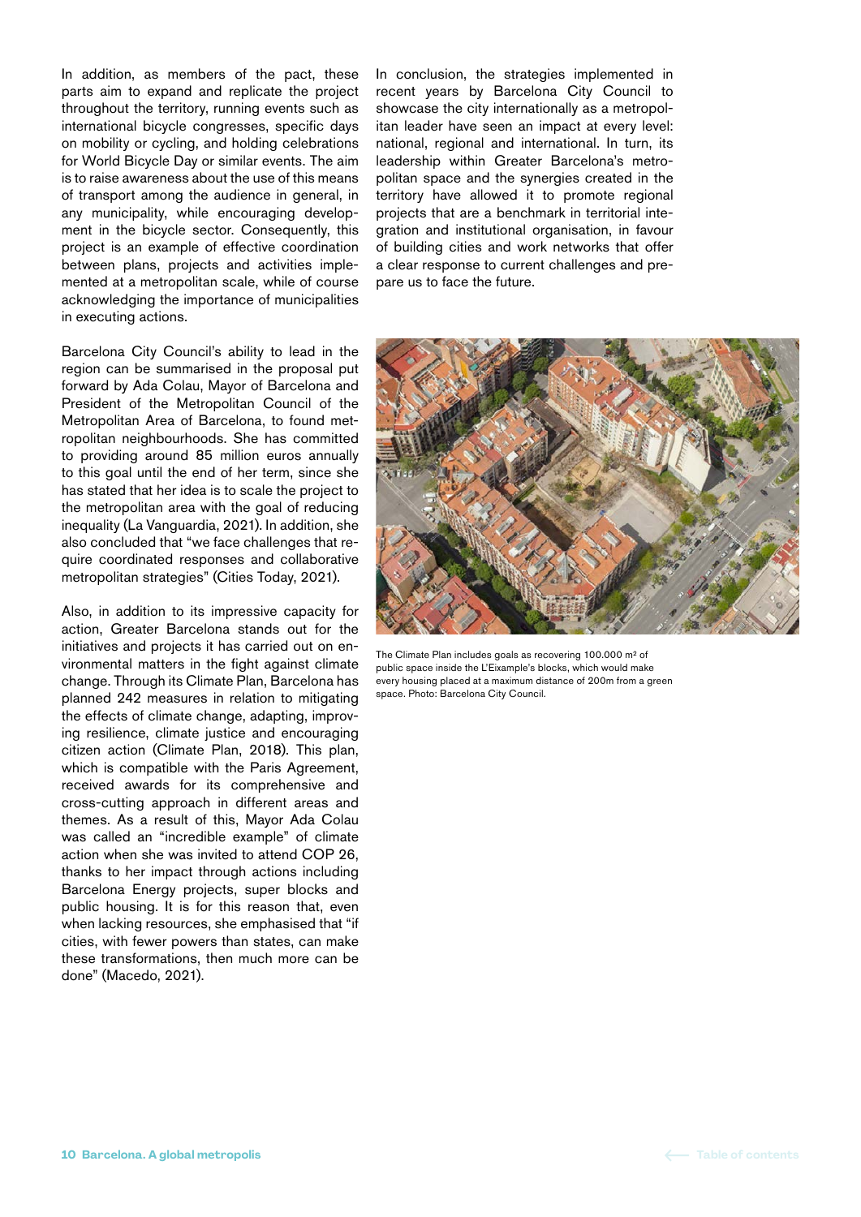In addition, as members of the pact, these parts aim to expand and replicate the project throughout the territory, running events such as international bicycle congresses, specific days on mobility or cycling, and holding celebrations for World Bicycle Day or similar events. The aim is to raise awareness about the use of this means of transport among the audience in general, in any municipality, while encouraging development in the bicycle sector. Consequently, this project is an example of effective coordination between plans, projects and activities implemented at a metropolitan scale, while of course acknowledging the importance of municipalities in executing actions.

Barcelona City Council's ability to lead in the region can be summarised in the proposal put forward by Ada Colau, Mayor of Barcelona and President of the Metropolitan Council of the Metropolitan Area of Barcelona, to found metropolitan neighbourhoods. She has committed to providing around 85 million euros annually to this goal until the end of her term, since she has stated that her idea is to scale the project to the metropolitan area with the goal of reducing inequality (La Vanguardia, 2021). In addition, she also concluded that "we face challenges that require coordinated responses and collaborative metropolitan strategies" (Cities Today, 2021).

Also, in addition to its impressive capacity for action, Greater Barcelona stands out for the initiatives and projects it has carried out on environmental matters in the fight against climate change. Through its Climate Plan, Barcelona has planned 242 measures in relation to mitigating the effects of climate change, adapting, improving resilience, climate justice and encouraging citizen action (Climate Plan, 2018). This plan, which is compatible with the Paris Agreement, received awards for its comprehensive and cross-cutting approach in different areas and themes. As a result of this, Mayor Ada Colau was called an "incredible example" of climate action when she was invited to attend COP 26, thanks to her impact through actions including Barcelona Energy projects, super blocks and public housing. It is for this reason that, even when lacking resources, she emphasised that "if cities, with fewer powers than states, can make these transformations, then much more can be done" (Macedo, 2021).

In conclusion, the strategies implemented in recent years by Barcelona City Council to showcase the city internationally as a metropolitan leader have seen an impact at every level: national, regional and international. In turn, its leadership within Greater Barcelona's metropolitan space and the synergies created in the territory have allowed it to promote regional projects that are a benchmark in territorial integration and institutional organisation, in favour of building cities and work networks that offer a clear response to current challenges and prepare us to face the future.

The Climate Plan includes goals as recovering 100.000 m² of public space inside the L'Eixample's blocks, which would make every housing placed at a maximum distance of 200m from a green space. Photo: Barcelona City Council.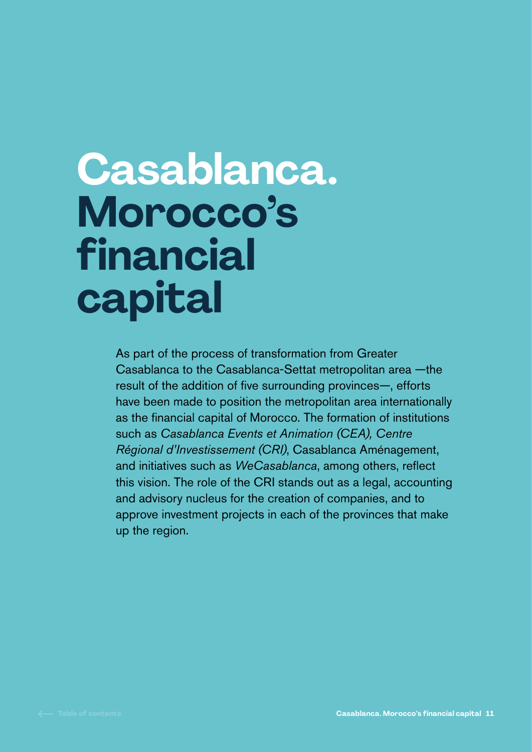# Casablanca. Morocco's financial capital

As part of the process of transformation from Greater Casablanca to the Casablanca-Settat metropolitan area —the result of the addition of five surrounding provinces—, efforts have been made to position the metropolitan area internationally as the financial capital of Morocco. The formation of institutions such as *Casablanca Events et Animation (CEA), Centre Régional d'Investissement (CRI)*, Casablanca Aménagement, and initiatives such as *WeCasablanca*, among others, reflect this vision. The role of the CRI stands out as a legal, accounting and advisory nucleus for the creation of companies, and to approve investment projects in each of the provinces that make up the region.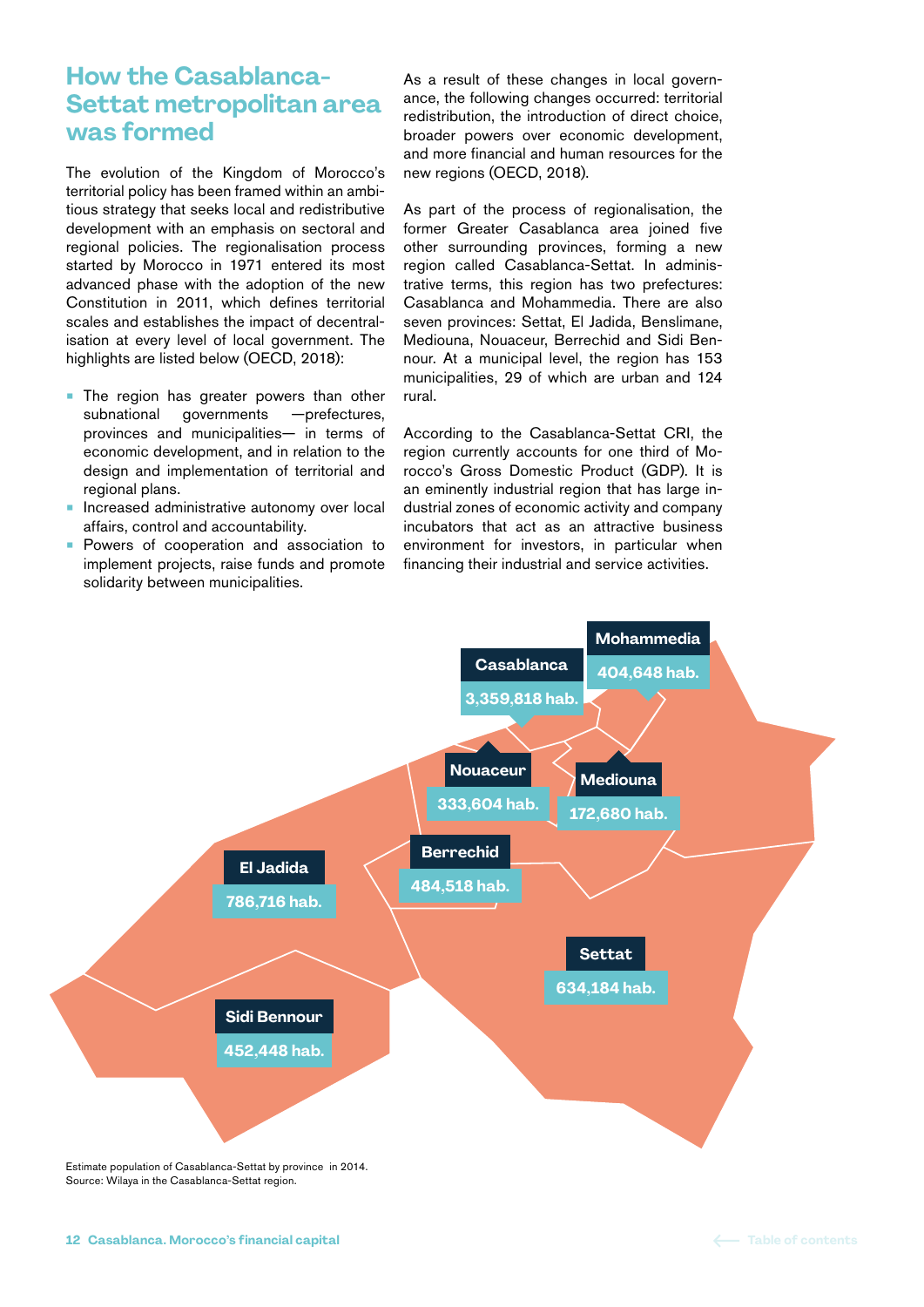## How the Casablanca-Settat metropolitan area was formed

The evolution of the Kingdom of Morocco's territorial policy has been framed within an ambitious strategy that seeks local and redistributive development with an emphasis on sectoral and regional policies. The regionalisation process started by Morocco in 1971 entered its most advanced phase with the adoption of the new Constitution in 2011, which defines territorial scales and establishes the impact of decentralisation at every level of local government. The highlights are listed below (OECD, 2018):

- The region has greater powers than other subnational governments —prefectures, provinces and municipalities— in terms of economic development, and in relation to the design and implementation of territorial and regional plans.
- Increased administrative autonomy over local affairs, control and accountability.
- Powers of cooperation and association to implement projects, raise funds and promote solidarity between municipalities.

As a result of these changes in local governance, the following changes occurred: territorial redistribution, the introduction of direct choice, broader powers over economic development, and more financial and human resources for the new regions (OECD, 2018).

As part of the process of regionalisation, the former Greater Casablanca area joined five other surrounding provinces, forming a new region called Casablanca-Settat. In administrative terms, this region has two prefectures: Casablanca and Mohammedia. There are also seven provinces: Settat, El Jadida, Benslimane, Mediouna, Nouaceur, Berrechid and Sidi Bennour. At a municipal level, the region has 153 municipalities, 29 of which are urban and 124 rural.

According to the Casablanca-Settat CRI, the region currently accounts for one third of Morocco's Gross Domestic Product (GDP). It is an eminently industrial region that has large industrial zones of economic activity and company incubators that act as an attractive business environment for investors, in particular when financing their industrial and service activities.

| Province | Population |
|---|---|
| Casablanca | 3,359,818 hab. |
| Mohammedia | 404,648 hab. |
| Nouaceur | 333,604 hab. |
| Mediouna | 172,680 hab. |
| Berrechid | 484,518 hab. |
| El Jadida | 786,716 hab. |
| Settat | 634,184 hab. |
| Sidi Bennour | 452,448 hab. |

Estimate population of Casablanca-Settat by province in 2014.
Source: Wilaya in the Casablanca-Settat region.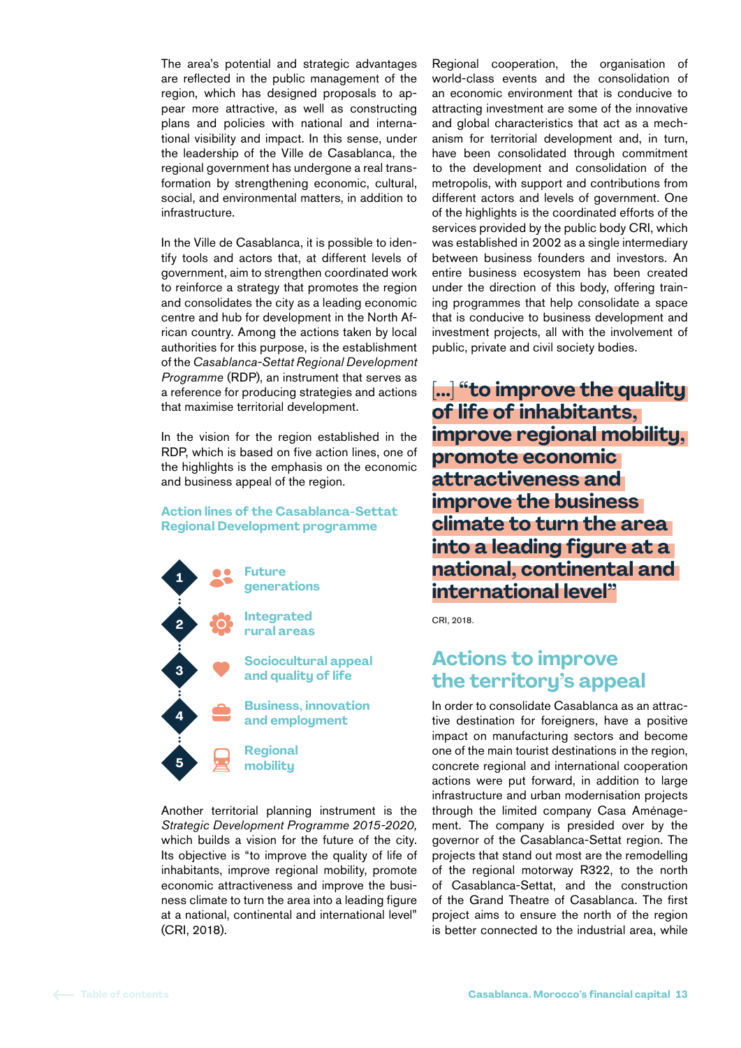The area's potential and strategic advantages are reflected in the public management of the region, which has designed proposals to appear more attractive, as well as constructing plans and policies with national and international visibility and impact. In this sense, under the leadership of the Ville de Casablanca, the regional government has undergone a real transformation by strengthening economic, cultural, social, and environmental matters, in addition to infrastructure.

In the Ville de Casablanca, it is possible to identify tools and actors that, at different levels of government, aim to strengthen coordinated work to reinforce a strategy that promotes the region and consolidates the city as a leading economic centre and hub for development in the North African country. Among the actions taken by local authorities for this purpose, is the establishment of the *Casablanca-Settat Regional Development Programme* (RDP), an instrument that serves as a reference for producing strategies and actions that maximise territorial development.

In the vision for the region established in the RDP, which is based on five action lines, one of the highlights is the emphasis on the economic and business appeal of the region.

**Action lines of the Casablanca-Settat Regional Development programme**

1. Future generations
2. Integrated rural areas
3. Sociocultural appeal and quality of life
4. Business, innovation and employment
5. Regional mobility

Another territorial planning instrument is the *Strategic Development Programme 2015-2020,* which builds a vision for the future of the city. Its objective is "to improve the quality of life of inhabitants, improve regional mobility, promote economic attractiveness and improve the business climate to turn the area into a leading figure at a national, continental and international level" (CRI, 2018).

Regional cooperation, the organisation of world-class events and the consolidation of an economic environment that is conducive to attracting investment are some of the innovative and global characteristics that act as a mechanism for territorial development and, in turn, have been consolidated through commitment to the development and consolidation of the metropolis, with support and contributions from different actors and levels of government. One of the highlights is the coordinated efforts of the services provided by the public body CRI, which was established in 2002 as a single intermediary between business founders and investors. An entire business ecosystem has been created under the direction of this body, offering training programmes that help consolidate a space that is conducive to business development and investment projects, all with the involvement of public, private and civil society bodies.

> **[...] "to improve the quality of life of inhabitants, improve regional mobility, promote economic attractiveness and improve the business climate to turn the area into a leading figure at a national, continental and international level"**
>
> CRI, 2018.

## Actions to improve the territory's appeal

In order to consolidate Casablanca as an attractive destination for foreigners, have a positive impact on manufacturing sectors and become one of the main tourist destinations in the region, concrete regional and international cooperation actions were put forward, in addition to large infrastructure and urban modernisation projects through the limited company Casa Aménagement. The company is presided over by the governor of the Casablanca-Settat region. The projects that stand out most are the remodelling of the regional motorway R322, to the north of Casablanca-Settat, and the construction of the Grand Theatre of Casablanca. The first project aims to ensure the north of the region is better connected to the industrial area, while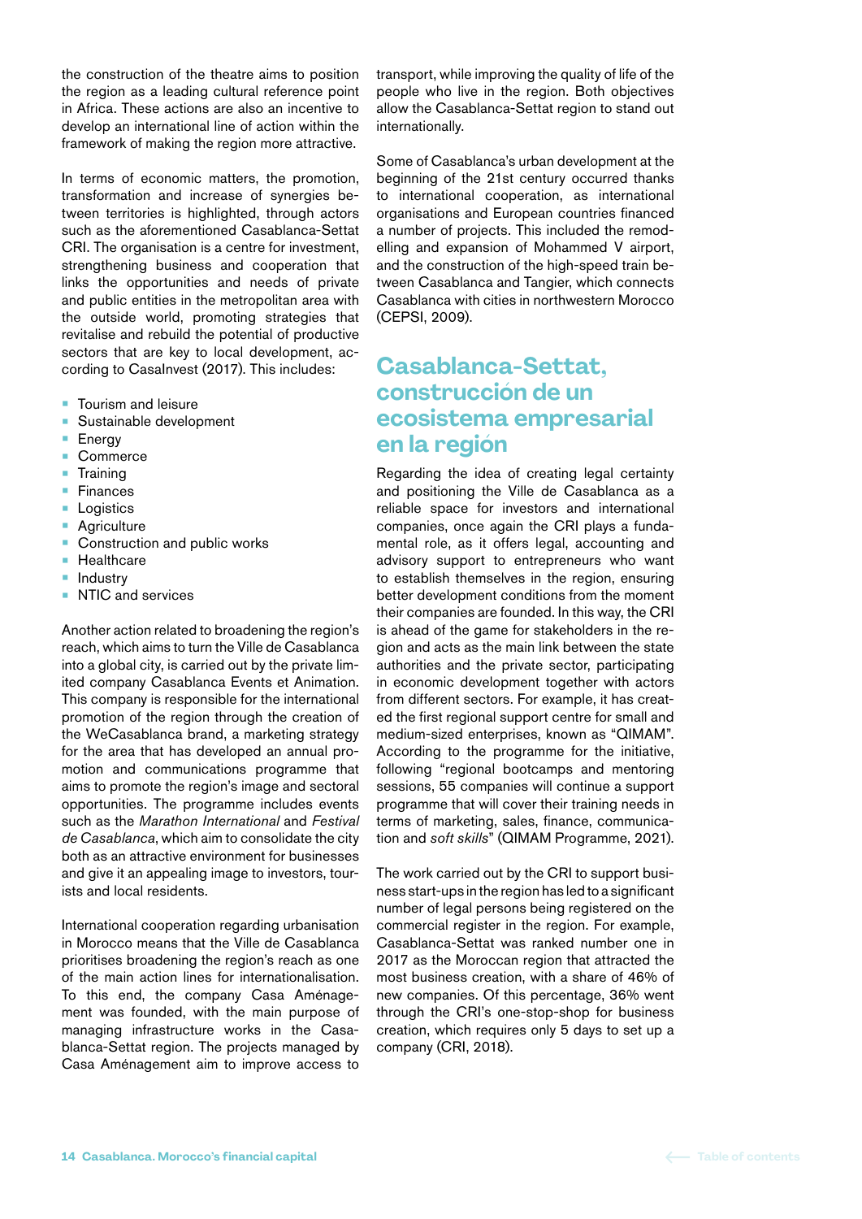the construction of the theatre aims to position the region as a leading cultural reference point in Africa. These actions are also an incentive to develop an international line of action within the framework of making the region more attractive.

In terms of economic matters, the promotion, transformation and increase of synergies between territories is highlighted, through actors such as the aforementioned Casablanca-Settat CRI. The organisation is a centre for investment, strengthening business and cooperation that links the opportunities and needs of private and public entities in the metropolitan area with the outside world, promoting strategies that revitalise and rebuild the potential of productive sectors that are key to local development, according to CasaInvest (2017). This includes:

- Tourism and leisure
- Sustainable development
- Energy
- Commerce
- Training
- Finances
- Logistics
- Agriculture
- Construction and public works
- Healthcare
- Industry
- NTIC and services

Another action related to broadening the region's reach, which aims to turn the Ville de Casablanca into a global city, is carried out by the private limited company Casablanca Events et Animation. This company is responsible for the international promotion of the region through the creation of the WeCasablanca brand, a marketing strategy for the area that has developed an annual promotion and communications programme that aims to promote the region's image and sectoral opportunities. The programme includes events such as the *Marathon International* and *Festival de Casablanca*, which aim to consolidate the city both as an attractive environment for businesses and give it an appealing image to investors, tourists and local residents.

International cooperation regarding urbanisation in Morocco means that the Ville de Casablanca prioritises broadening the region's reach as one of the main action lines for internationalisation. To this end, the company Casa Aménagement was founded, with the main purpose of managing infrastructure works in the Casablanca-Settat region. The projects managed by Casa Aménagement aim to improve access to transport, while improving the quality of life of the people who live in the region. Both objectives allow the Casablanca-Settat region to stand out internationally.

Some of Casablanca's urban development at the beginning of the 21st century occurred thanks to international cooperation, as international organisations and European countries financed a number of projects. This included the remodelling and expansion of Mohammed V airport, and the construction of the high-speed train between Casablanca and Tangier, which connects Casablanca with cities in northwestern Morocco (CEPSI, 2009).

## Casablanca-Settat, construcción de un ecosistema empresarial en la región

Regarding the idea of creating legal certainty and positioning the Ville de Casablanca as a reliable space for investors and international companies, once again the CRI plays a fundamental role, as it offers legal, accounting and advisory support to entrepreneurs who want to establish themselves in the region, ensuring better development conditions from the moment their companies are founded. In this way, the CRI is ahead of the game for stakeholders in the region and acts as the main link between the state authorities and the private sector, participating in economic development together with actors from different sectors. For example, it has created the first regional support centre for small and medium-sized enterprises, known as "QIMAM". According to the programme for the initiative, following "regional bootcamps and mentoring sessions, 55 companies will continue a support programme that will cover their training needs in terms of marketing, sales, finance, communication and *soft skills*" (QIMAM Programme, 2021).

The work carried out by the CRI to support business start-ups in the region has led to a significant number of legal persons being registered on the commercial register in the region. For example, Casablanca-Settat was ranked number one in 2017 as the Moroccan region that attracted the most business creation, with a share of 46% of new companies. Of this percentage, 36% went through the CRI's one-stop-shop for business creation, which requires only 5 days to set up a company (CRI, 2018).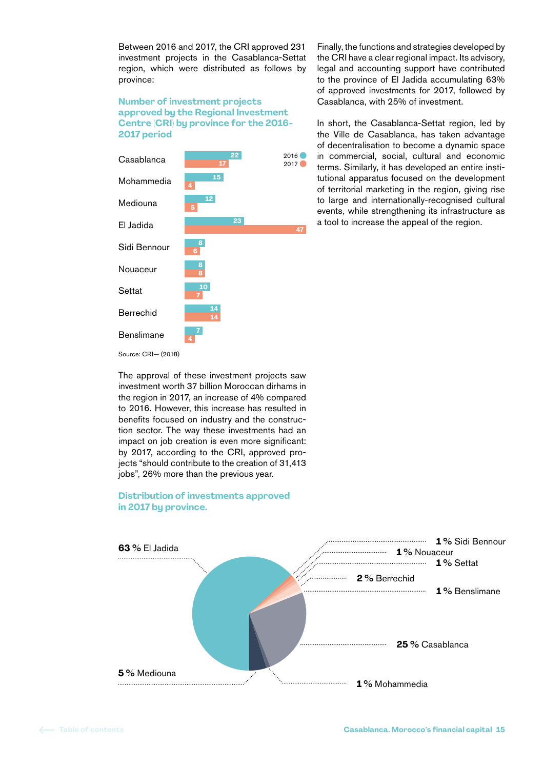Between 2016 and 2017, the CRI approved 231 investment projects in the Casablanca-Settat region, which were distributed as follows by province:

### Number of investment projects approved by the Regional Investment Centre (CRI) by province for the 2016-2017 period

| Province | 2016 | 2017 |
|---|---|---|
| Casablanca | 22 | 17 |
| Mohammedia | 15 | 4 |
| Mediouna | 12 | 5 |
| El Jadida | 23 | 47 |
| Sidi Bennour | 8 | 6 |
| Nouaceur | 8 | 8 |
| Settat | 10 | 7 |
| Berrechid | 14 | 14 |
| Benslimane | 7 | 4 |

Source: CRI– (2018)

The approval of these investment projects saw investment worth 37 billion Moroccan dirhams in the region in 2017, an increase of 4% compared to 2016. However, this increase has resulted in benefits focused on industry and the construction sector. The way these investments had an impact on job creation is even more significant: by 2017, according to the CRI, approved projects "should contribute to the creation of 31,413 jobs", 26% more than the previous year.

### Distribution of investments approved in 2017 by province.

| Province | % |
|---|---|
| El Jadida | 63 % |
| Casablanca | 25 % |
| Mediouna | 5 % |
| Berrechid | 2 % |
| Sidi Bennour | 1 % |
| Nouaceur | 1 % |
| Settat | 1 % |
| Benslimane | 1 % |
| Mohammedia | 1 % |

Finally, the functions and strategies developed by the CRI have a clear regional impact. Its advisory, legal and accounting support have contributed to the province of El Jadida accumulating 63% of approved investments for 2017, followed by Casablanca, with 25% of investment.

In short, the Casablanca-Settat region, led by the Ville de Casablanca, has taken advantage of decentralisation to become a dynamic space in commercial, social, cultural and economic terms. Similarly, it has developed an entire institutional apparatus focused on the development of territorial marketing in the region, giving rise to large and internationally-recognised cultural events, while strengthening its infrastructure as a tool to increase the appeal of the region.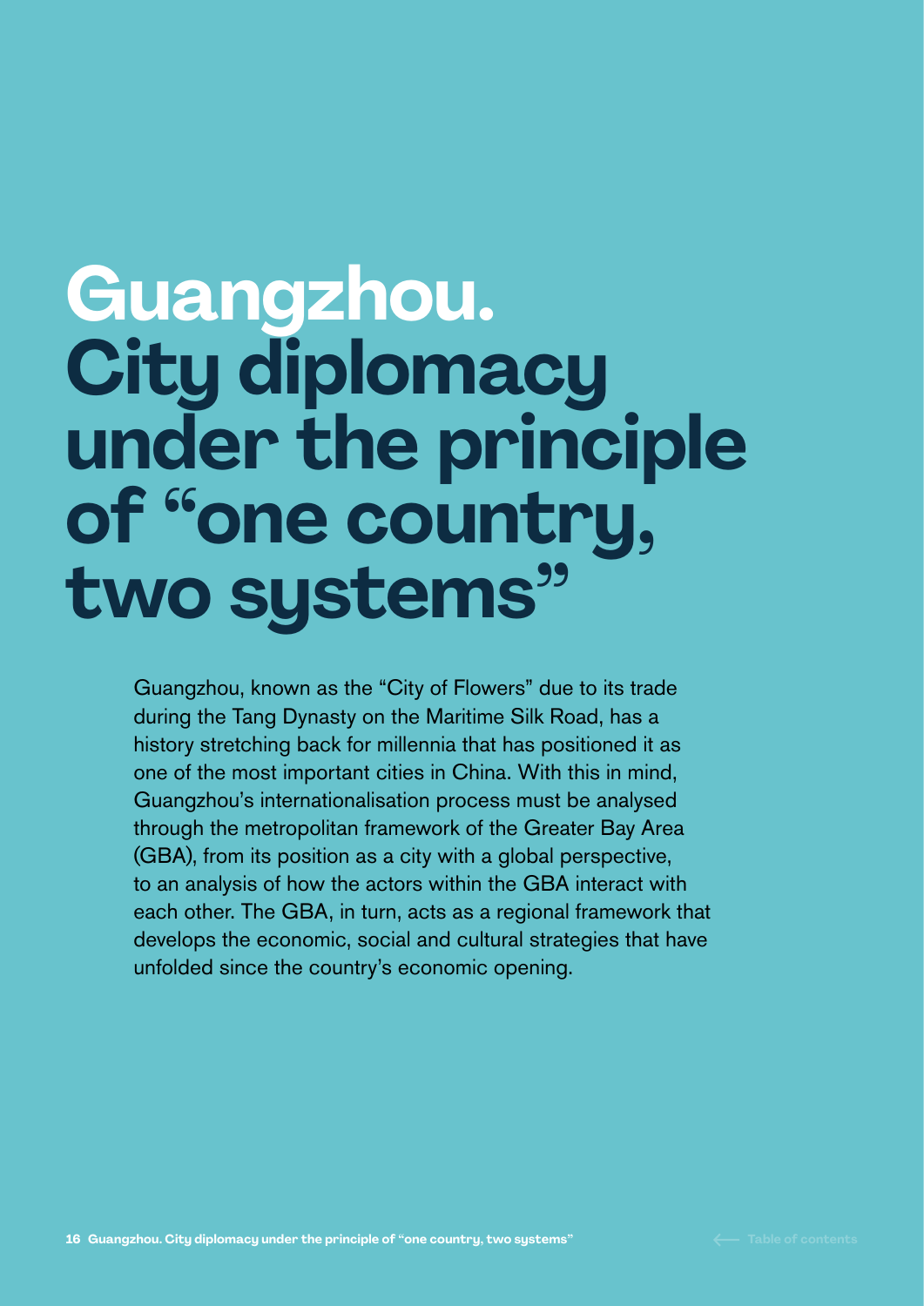# Guangzhou. City diplomacy under the principle of "one country, two systems"

Guangzhou, known as the "City of Flowers" due to its trade during the Tang Dynasty on the Maritime Silk Road, has a history stretching back for millennia that has positioned it as one of the most important cities in China. With this in mind, Guangzhou's internationalisation process must be analysed through the metropolitan framework of the Greater Bay Area (GBA), from its position as a city with a global perspective, to an analysis of how the actors within the GBA interact with each other. The GBA, in turn, acts as a regional framework that develops the economic, social and cultural strategies that have unfolded since the country's economic opening.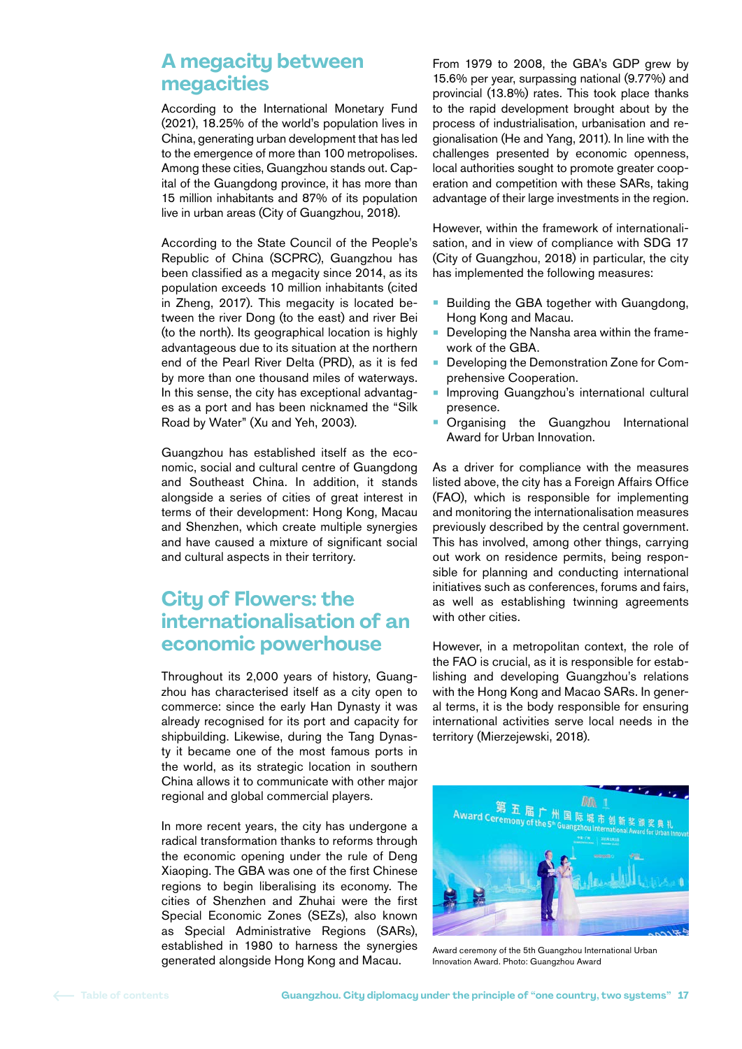## A megacity between megacities

According to the International Monetary Fund (2021), 18.25% of the world's population lives in China, generating urban development that has led to the emergence of more than 100 metropolises. Among these cities, Guangzhou stands out. Capital of the Guangdong province, it has more than 15 million inhabitants and 87% of its population live in urban areas (City of Guangzhou, 2018).

According to the State Council of the People's Republic of China (SCPRC), Guangzhou has been classified as a megacity since 2014, as its population exceeds 10 million inhabitants (cited in Zheng, 2017). This megacity is located between the river Dong (to the east) and river Bei (to the north). Its geographical location is highly advantageous due to its situation at the northern end of the Pearl River Delta (PRD), as it is fed by more than one thousand miles of waterways. In this sense, the city has exceptional advantages as a port and has been nicknamed the "Silk Road by Water" (Xu and Yeh, 2003).

Guangzhou has established itself as the economic, social and cultural centre of Guangdong and Southeast China. In addition, it stands alongside a series of cities of great interest in terms of their development: Hong Kong, Macau and Shenzhen, which create multiple synergies and have caused a mixture of significant social and cultural aspects in their territory.

## City of Flowers: the internationalisation of an economic powerhouse

Throughout its 2,000 years of history, Guangzhou has characterised itself as a city open to commerce: since the early Han Dynasty it was already recognised for its port and capacity for shipbuilding. Likewise, during the Tang Dynasty it became one of the most famous ports in the world, as its strategic location in southern China allows it to communicate with other major regional and global commercial players.

In more recent years, the city has undergone a radical transformation thanks to reforms through the economic opening under the rule of Deng Xiaoping. The GBA was one of the first Chinese regions to begin liberalising its economy. The cities of Shenzhen and Zhuhai were the first Special Economic Zones (SEZs), also known as Special Administrative Regions (SARs), established in 1980 to harness the synergies generated alongside Hong Kong and Macau.

From 1979 to 2008, the GBA's GDP grew by 15.6% per year, surpassing national (9.77%) and provincial (13.8%) rates. This took place thanks to the rapid development brought about by the process of industrialisation, urbanisation and regionalisation (He and Yang, 2011). In line with the challenges presented by economic openness, local authorities sought to promote greater cooperation and competition with these SARs, taking advantage of their large investments in the region.

However, within the framework of internationalisation, and in view of compliance with SDG 17 (City of Guangzhou, 2018) in particular, the city has implemented the following measures:

- Building the GBA together with Guangdong, Hong Kong and Macau.
- Developing the Nansha area within the framework of the GBA.
- Developing the Demonstration Zone for Comprehensive Cooperation.
- Improving Guangzhou's international cultural presence.
- Organising the Guangzhou International Award for Urban Innovation.

As a driver for compliance with the measures listed above, the city has a Foreign Affairs Office (FAO), which is responsible for implementing and monitoring the internationalisation measures previously described by the central government. This has involved, among other things, carrying out work on residence permits, being responsible for planning and conducting international initiatives such as conferences, forums and fairs, as well as establishing twinning agreements with other cities.

However, in a metropolitan context, the role of the FAO is crucial, as it is responsible for establishing and developing Guangzhou's relations with the Hong Kong and Macao SARs. In general terms, it is the body responsible for ensuring international activities serve local needs in the territory (Mierzejewski, 2018).

Award ceremony of the 5th Guangzhou International Urban Innovation Award. Photo: Guangzhou Award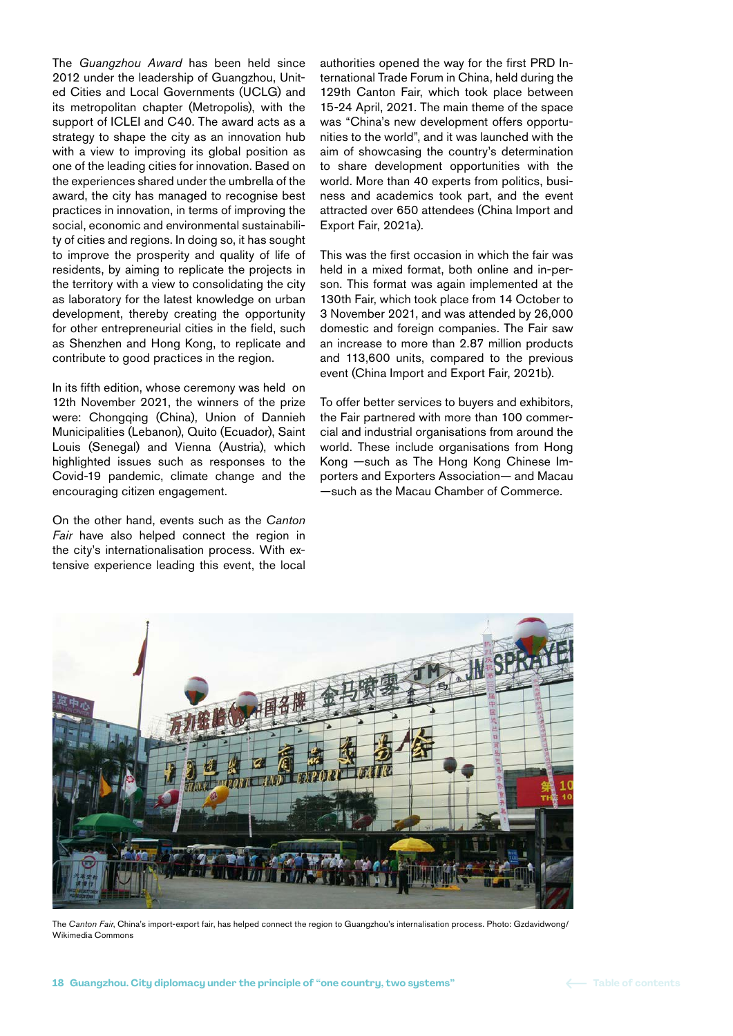The *Guangzhou Award* has been held since 2012 under the leadership of Guangzhou, United Cities and Local Governments (UCLG) and its metropolitan chapter (Metropolis), with the support of ICLEI and C40. The award acts as a strategy to shape the city as an innovation hub with a view to improving its global position as one of the leading cities for innovation. Based on the experiences shared under the umbrella of the award, the city has managed to recognise best practices in innovation, in terms of improving the social, economic and environmental sustainability of cities and regions. In doing so, it has sought to improve the prosperity and quality of life of residents, by aiming to replicate the projects in the territory with a view to consolidating the city as laboratory for the latest knowledge on urban development, thereby creating the opportunity for other entrepreneurial cities in the field, such as Shenzhen and Hong Kong, to replicate and contribute to good practices in the region.

In its fifth edition, whose ceremony was held on 12th November 2021, the winners of the prize were: Chongqing (China), Union of Dannieh Municipalities (Lebanon), Quito (Ecuador), Saint Louis (Senegal) and Vienna (Austria), which highlighted issues such as responses to the Covid-19 pandemic, climate change and the encouraging citizen engagement.

On the other hand, events such as the *Canton Fair* have also helped connect the region in the city's internationalisation process. With extensive experience leading this event, the local authorities opened the way for the first PRD International Trade Forum in China, held during the 129th Canton Fair, which took place between 15-24 April, 2021. The main theme of the space was "China's new development offers opportunities to the world", and it was launched with the aim of showcasing the country's determination to share development opportunities with the world. More than 40 experts from politics, business and academics took part, and the event attracted over 650 attendees (China Import and Export Fair, 2021a).

This was the first occasion in which the fair was held in a mixed format, both online and in-person. This format was again implemented at the 130th Fair, which took place from 14 October to 3 November 2021, and was attended by 26,000 domestic and foreign companies. The Fair saw an increase to more than 2.87 million products and 113,600 units, compared to the previous event (China Import and Export Fair, 2021b).

To offer better services to buyers and exhibitors, the Fair partnered with more than 100 commercial and industrial organisations from around the world. These include organisations from Hong Kong —such as The Hong Kong Chinese Importers and Exporters Association— and Macau —such as the Macau Chamber of Commerce.

The *Canton Fair*, China's import-export fair, has helped connect the region to Guangzhou's internalisation process. Photo: Gzdavidwong/ Wikimedia Commons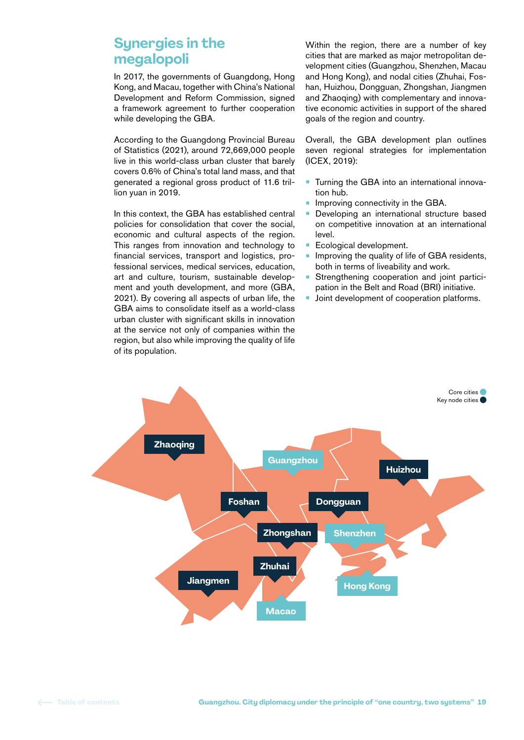## Synergies in the megalopoli

In 2017, the governments of Guangdong, Hong Kong, and Macau, together with China's National Development and Reform Commission, signed a framework agreement to further cooperation while developing the GBA.

According to the Guangdong Provincial Bureau of Statistics (2021), around 72,669,000 people live in this world-class urban cluster that barely covers 0.6% of China's total land mass, and that generated a regional gross product of 11.6 trillion yuan in 2019.

In this context, the GBA has established central policies for consolidation that cover the social, economic and cultural aspects of the region. This ranges from innovation and technology to financial services, transport and logistics, professional services, medical services, education, art and culture, tourism, sustainable development and youth development, and more (GBA, 2021). By covering all aspects of urban life, the GBA aims to consolidate itself as a world-class urban cluster with significant skills in innovation at the service not only of companies within the region, but also while improving the quality of life of its population.

Within the region, there are a number of key cities that are marked as major metropolitan development cities (Guangzhou, Shenzhen, Macau and Hong Kong), and nodal cities (Zhuhai, Foshan, Huizhou, Dongguan, Zhongshan, Jiangmen and Zhaoqing) with complementary and innovative economic activities in support of the shared goals of the region and country.

Overall, the GBA development plan outlines seven regional strategies for implementation (ICEX, 2019):

- Turning the GBA into an international innovation hub.
- Improving connectivity in the GBA.
- Developing an international structure based on competitive innovation at an international level.
- Ecological development.
- Improving the quality of life of GBA residents, both in terms of liveability and work.
- Strengthening cooperation and joint participation in the Belt and Road (BRI) initiative.
- Joint development of cooperation platforms.

Core cities
Key node cities

Zhaoqing
Guangzhou
Huizhou
Foshan
Dongguan
Zhongshan
Shenzhen
Zhuhai
Jiangmen
Hong Kong
Macao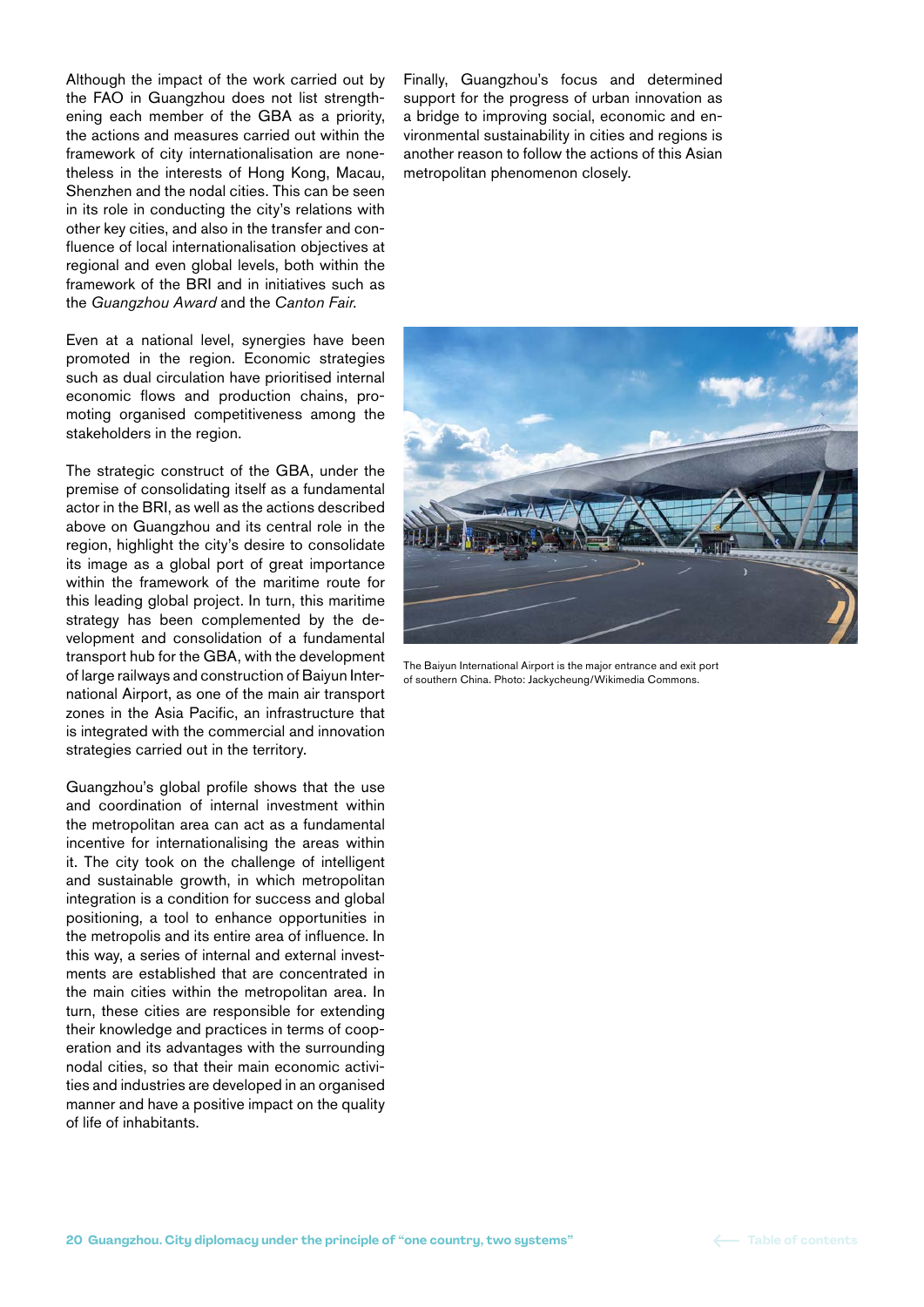Although the impact of the work carried out by the FAO in Guangzhou does not list strengthening each member of the GBA as a priority, the actions and measures carried out within the framework of city internationalisation are nonetheless in the interests of Hong Kong, Macau, Shenzhen and the nodal cities. This can be seen in its role in conducting the city's relations with other key cities, and also in the transfer and confluence of local internationalisation objectives at regional and even global levels, both within the framework of the BRI and in initiatives such as the *Guangzhou Award* and the *Canton Fair*.

Even at a national level, synergies have been promoted in the region. Economic strategies such as dual circulation have prioritised internal economic flows and production chains, promoting organised competitiveness among the stakeholders in the region.

The strategic construct of the GBA, under the premise of consolidating itself as a fundamental actor in the BRI, as well as the actions described above on Guangzhou and its central role in the region, highlight the city's desire to consolidate its image as a global port of great importance within the framework of the maritime route for this leading global project. In turn, this maritime strategy has been complemented by the development and consolidation of a fundamental transport hub for the GBA, with the development of large railways and construction of Baiyun International Airport, as one of the main air transport zones in the Asia Pacific, an infrastructure that is integrated with the commercial and innovation strategies carried out in the territory.

Guangzhou's global profile shows that the use and coordination of internal investment within the metropolitan area can act as a fundamental incentive for internationalising the areas within it. The city took on the challenge of intelligent and sustainable growth, in which metropolitan integration is a condition for success and global positioning, a tool to enhance opportunities in the metropolis and its entire area of influence. In this way, a series of internal and external investments are established that are concentrated in the main cities within the metropolitan area. In turn, these cities are responsible for extending their knowledge and practices in terms of cooperation and its advantages with the surrounding nodal cities, so that their main economic activities and industries are developed in an organised manner and have a positive impact on the quality of life of inhabitants.

Finally, Guangzhou's focus and determined support for the progress of urban innovation as a bridge to improving social, economic and environmental sustainability in cities and regions is another reason to follow the actions of this Asian metropolitan phenomenon closely.

The Baiyun International Airport is the major entrance and exit port of southern China. Photo: Jackycheung/Wikimedia Commons.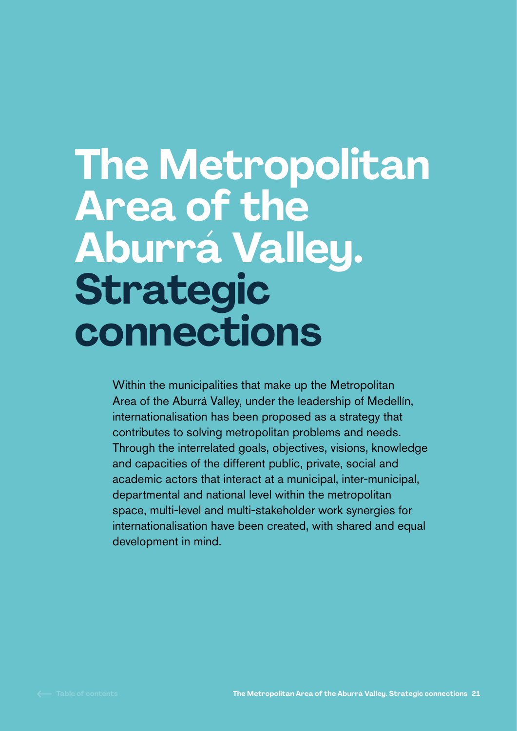# The Metropolitan Area of the Aburrá Valley. Strategic connections

Within the municipalities that make up the Metropolitan Area of the Aburrá Valley, under the leadership of Medellín, internationalisation has been proposed as a strategy that contributes to solving metropolitan problems and needs. Through the interrelated goals, objectives, visions, knowledge and capacities of the different public, private, social and academic actors that interact at a municipal, inter-municipal, departmental and national level within the metropolitan space, multi-level and multi-stakeholder work synergies for internationalisation have been created, with shared and equal development in mind.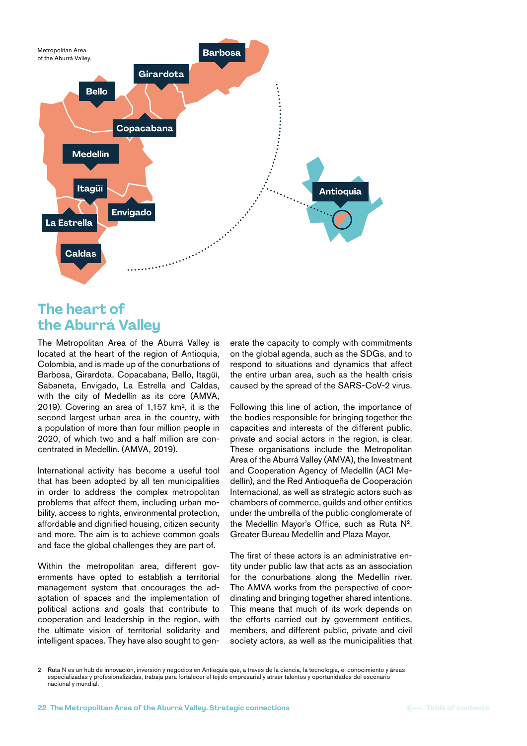Metropolitan Area of the Aburrá Valley.

Barbosa

Girardota

Bello

Copacabana

Medellín

Itagüí

Envigado

La Estrella

Caldas

Antioquia

## The heart of the Aburrá Valley

The Metropolitan Area of the Aburrá Valley is located at the heart of the region of Antioquia, Colombia, and is made up of the conurbations of Barbosa, Girardota, Copacabana, Bello, Itagüí, Sabaneta, Envigado, La Estrella and Caldas, with the city of Medellín as its core (AMVA, 2019). Covering an area of 1,157 km², it is the second largest urban area in the country, with a population of more than four million people in 2020, of which two and a half million are concentrated in Medellín. (AMVA, 2019).

International activity has become a useful tool that has been adopted by all ten municipalities in order to address the complex metropolitan problems that affect them, including urban mobility, access to rights, environmental protection, affordable and dignified housing, citizen security and more. The aim is to achieve common goals and face the global challenges they are part of.

Within the metropolitan area, different governments have opted to establish a territorial management system that encourages the adaptation of spaces and the implementation of political actions and goals that contribute to cooperation and leadership in the region, with the ultimate vision of territorial solidarity and intelligent spaces. They have also sought to generate the capacity to comply with commitments on the global agenda, such as the SDGs, and to respond to situations and dynamics that affect the entire urban area, such as the health crisis caused by the spread of the SARS-CoV-2 virus.

Following this line of action, the importance of the bodies responsible for bringing together the capacities and interests of the different public, private and social actors in the region, is clear. These organisations include the Metropolitan Area of the Aburrá Valley (AMVA), the Investment and Cooperation Agency of Medellín (ACI Medellín), and the Red Antioqueña de Cooperación Internacional, as well as strategic actors such as chambers of commerce, guilds and other entities under the umbrella of the public conglomerate of the Medellín Mayor's Office, such as Ruta N[2], Greater Bureau Medellín and Plaza Mayor.

The first of these actors is an administrative entity under public law that acts as an association for the conurbations along the Medellín river. The AMVA works from the perspective of coordinating and bringing together shared intentions. This means that much of its work depends on the efforts carried out by government entities, members, and different public, private and civil society actors, as well as the municipalities that

2 Ruta N es un hub de innovación, inversión y negocios en Antioquia que, a través de la ciencia, la tecnología, el conocimiento y áreas especializadas y profesionalizadas, trabaja para fortalecer el tejido empresarial y atraer talentos y oportunidades del escenario nacional y mundial.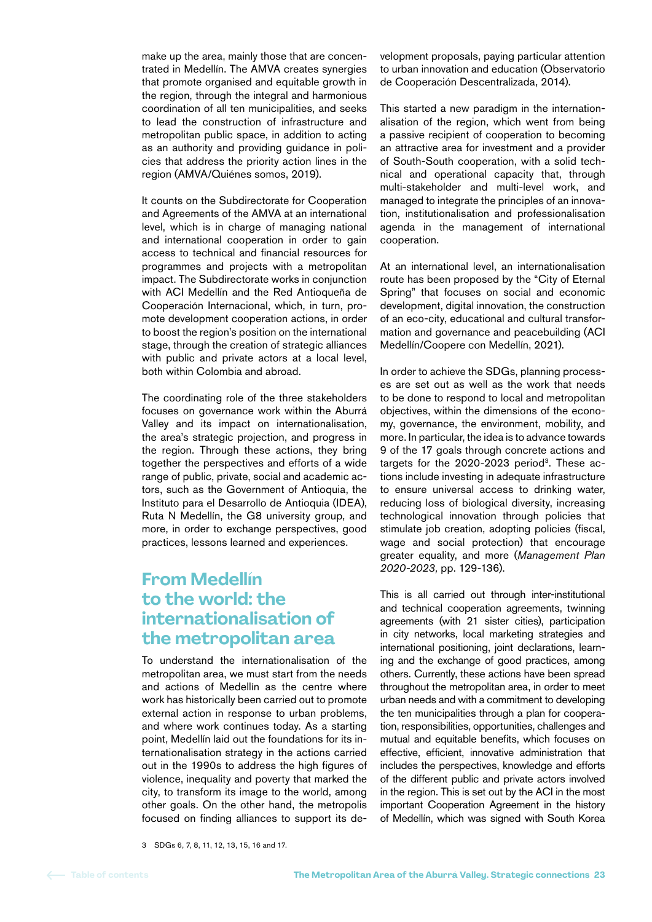make up the area, mainly those that are concentrated in Medellín. The AMVA creates synergies that promote organised and equitable growth in the region, through the integral and harmonious coordination of all ten municipalities, and seeks to lead the construction of infrastructure and metropolitan public space, in addition to acting as an authority and providing guidance in policies that address the priority action lines in the region (AMVA/Quiénes somos, 2019).

It counts on the Subdirectorate for Cooperation and Agreements of the AMVA at an international level, which is in charge of managing national and international cooperation in order to gain access to technical and financial resources for programmes and projects with a metropolitan impact. The Subdirectorate works in conjunction with ACI Medellín and the Red Antioqueña de Cooperación Internacional, which, in turn, promote development cooperation actions, in order to boost the region's position on the international stage, through the creation of strategic alliances with public and private actors at a local level, both within Colombia and abroad.

The coordinating role of the three stakeholders focuses on governance work within the Aburrá Valley and its impact on internationalisation, the area's strategic projection, and progress in the region. Through these actions, they bring together the perspectives and efforts of a wide range of public, private, social and academic actors, such as the Government of Antioquia, the Instituto para el Desarrollo de Antioquia (IDEA), Ruta N Medellín, the G8 university group, and more, in order to exchange perspectives, good practices, lessons learned and experiences.

## From Medellín to the world: the internationalisation of the metropolitan area

To understand the internationalisation of the metropolitan area, we must start from the needs and actions of Medellín as the centre where work has historically been carried out to promote external action in response to urban problems, and where work continues today. As a starting point, Medellín laid out the foundations for its internationalisation strategy in the actions carried out in the 1990s to address the high figures of violence, inequality and poverty that marked the city, to transform its image to the world, among other goals. On the other hand, the metropolis focused on finding alliances to support its development proposals, paying particular attention to urban innovation and education (Observatorio de Cooperación Descentralizada, 2014).

This started a new paradigm in the internationalisation of the region, which went from being a passive recipient of cooperation to becoming an attractive area for investment and a provider of South-South cooperation, with a solid technical and operational capacity that, through multi-stakeholder and multi-level work, and managed to integrate the principles of an innovation, institutionalisation and professionalisation agenda in the management of international cooperation.

At an international level, an internationalisation route has been proposed by the "City of Eternal Spring" that focuses on social and economic development, digital innovation, the construction of an eco-city, educational and cultural transformation and governance and peacebuilding (ACI Medellín/Coopere con Medellín, 2021).

In order to achieve the SDGs, planning processes are set out as well as the work that needs to be done to respond to local and metropolitan objectives, within the dimensions of the economy, governance, the environment, mobility, and more. In particular, the idea is to advance towards 9 of the 17 goals through concrete actions and targets for the 2020-2023 period[3]. These actions include investing in adequate infrastructure to ensure universal access to drinking water, reducing loss of biological diversity, increasing technological innovation through policies that stimulate job creation, adopting policies (fiscal, wage and social protection) that encourage greater equality, and more (*Management Plan 2020-2023*, pp. 129-136).

This is all carried out through inter-institutional and technical cooperation agreements, twinning agreements (with 21 sister cities), participation in city networks, local marketing strategies and international positioning, joint declarations, learning and the exchange of good practices, among others. Currently, these actions have been spread throughout the metropolitan area, in order to meet urban needs and with a commitment to developing the ten municipalities through a plan for cooperation, responsibilities, opportunities, challenges and mutual and equitable benefits, which focuses on effective, efficient, innovative administration that includes the perspectives, knowledge and efforts of the different public and private actors involved in the region. This is set out by the ACI in the most important Cooperation Agreement in the history of Medellín, which was signed with South Korea

3 SDGs 6, 7, 8, 11, 12, 13, 15, 16 and 17.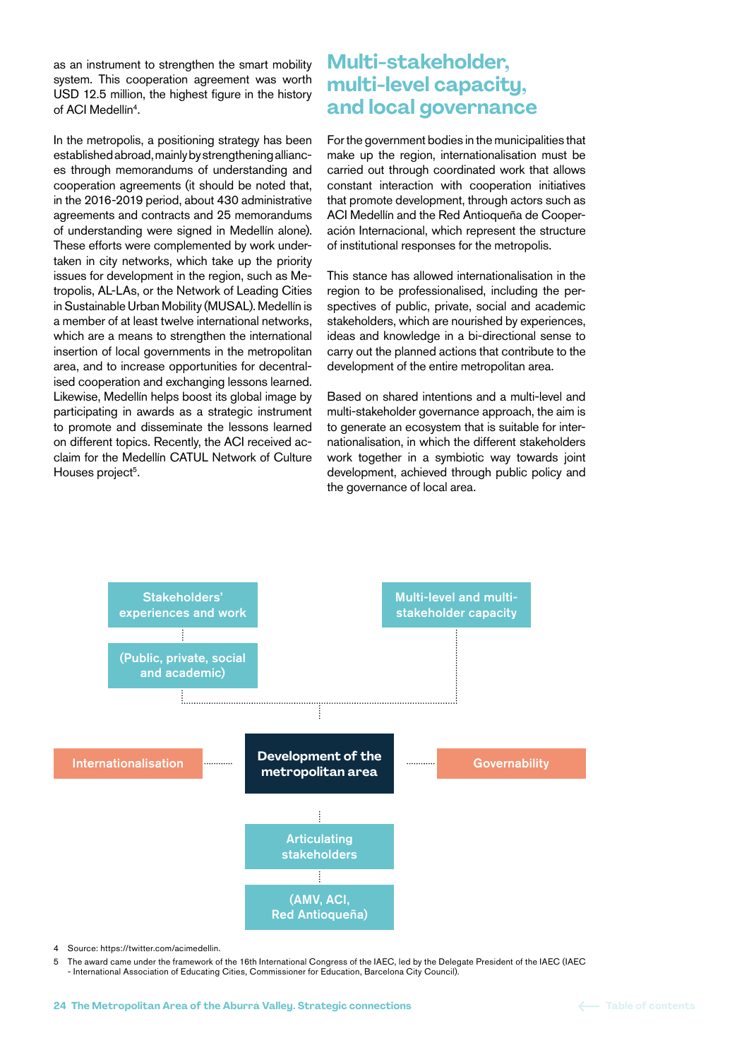as an instrument to strengthen the smart mobility system. This cooperation agreement was worth USD 12.5 million, the highest figure in the history of ACI Medellín[4].

In the metropolis, a positioning strategy has been established abroad, mainly by strengthening alliances through memorandums of understanding and cooperation agreements (it should be noted that, in the 2016-2019 period, about 430 administrative agreements and contracts and 25 memorandums of understanding were signed in Medellín alone). These efforts were complemented by work undertaken in city networks, which take up the priority issues for development in the region, such as Metropolis, AL-LAs, or the Network of Leading Cities in Sustainable Urban Mobility (MUSAL). Medellín is a member of at least twelve international networks, which are a means to strengthen the international insertion of local governments in the metropolitan area, and to increase opportunities for decentralised cooperation and exchanging lessons learned. Likewise, Medellín helps boost its global image by participating in awards as a strategic instrument to promote and disseminate the lessons learned on different topics. Recently, the ACI received acclaim for the Medellín CATUL Network of Culture Houses project[5].

## Multi-stakeholder, multi-level capacity, and local governance

For the government bodies in the municipalities that make up the region, internationalisation must be carried out through coordinated work that allows constant interaction with cooperation initiatives that promote development, through actors such as ACI Medellín and the Red Antioqueña de Cooperación Internacional, which represent the structure of institutional responses for the metropolis.

This stance has allowed internationalisation in the region to be professionalised, including the perspectives of public, private, social and academic stakeholders, which are nourished by experiences, ideas and knowledge in a bi-directional sense to carry out the planned actions that contribute to the development of the entire metropolitan area.

Based on shared intentions and a multi-level and multi-stakeholder governance approach, the aim is to generate an ecosystem that is suitable for internationalisation, in which the different stakeholders work together in a symbiotic way towards joint development, achieved through public policy and the governance of local area.

Stakeholders' experiences and work

(Public, private, social and academic)

Multi-level and multi-stakeholder capacity

Internationalisation

**Development of the metropolitan area**

Governability

Articulating stakeholders

(AMV, ACI, Red Antioqueña)

4 Source: https://twitter.com/acimedellin.

5 The award came under the framework of the 16th International Congress of the IAEC, led by the Delegate President of the IAEC (IAEC - International Association of Educating Cities, Commissioner for Education, Barcelona City Council).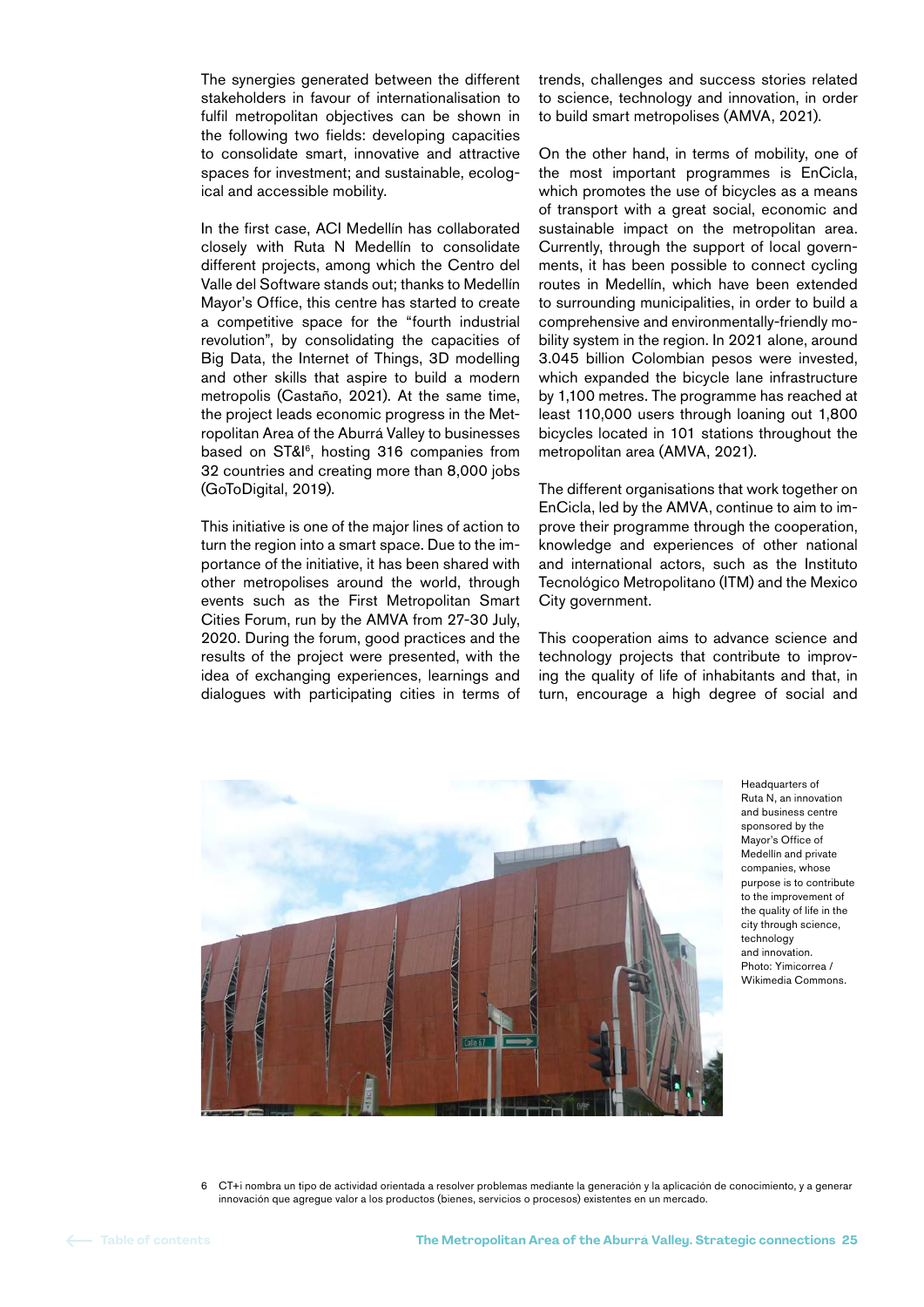The synergies generated between the different stakeholders in favour of internationalisation to fulfil metropolitan objectives can be shown in the following two fields: developing capacities to consolidate smart, innovative and attractive spaces for investment; and sustainable, ecological and accessible mobility.

In the first case, ACI Medellín has collaborated closely with Ruta N Medellín to consolidate different projects, among which the Centro del Valle del Software stands out; thanks to Medellín Mayor's Office, this centre has started to create a competitive space for the "fourth industrial revolution", by consolidating the capacities of Big Data, the Internet of Things, 3D modelling and other skills that aspire to build a modern metropolis (Castaño, 2021). At the same time, the project leads economic progress in the Metropolitan Area of the Aburrá Valley to businesses based on ST&I[6], hosting 316 companies from 32 countries and creating more than 8,000 jobs (GoToDigital, 2019).

This initiative is one of the major lines of action to turn the region into a smart space. Due to the importance of the initiative, it has been shared with other metropolises around the world, through events such as the First Metropolitan Smart Cities Forum, run by the AMVA from 27-30 July, 2020. During the forum, good practices and the results of the project were presented, with the idea of exchanging experiences, learnings and dialogues with participating cities in terms of trends, challenges and success stories related to science, technology and innovation, in order to build smart metropolises (AMVA, 2021).

On the other hand, in terms of mobility, one of the most important programmes is EnCicla, which promotes the use of bicycles as a means of transport with a great social, economic and sustainable impact on the metropolitan area. Currently, through the support of local governments, it has been possible to connect cycling routes in Medellín, which have been extended to surrounding municipalities, in order to build a comprehensive and environmentally-friendly mobility system in the region. In 2021 alone, around 3.045 billion Colombian pesos were invested, which expanded the bicycle lane infrastructure by 1,100 metres. The programme has reached at least 110,000 users through loaning out 1,800 bicycles located in 101 stations throughout the metropolitan area (AMVA, 2021).

The different organisations that work together on EnCicla, led by the AMVA, continue to aim to improve their programme through the cooperation, knowledge and experiences of other national and international actors, such as the Instituto Tecnológico Metropolitano (ITM) and the Mexico City government.

This cooperation aims to advance science and technology projects that contribute to improving the quality of life of inhabitants and that, in turn, encourage a high degree of social and

Headquarters of Ruta N, an innovation and business centre sponsored by the Mayor's Office of Medellín and private companies, whose purpose is to contribute to the improvement of the quality of life in the city through science, technology and innovation. Photo: Yimicorrea / Wikimedia Commons.

6 CT+i nombra un tipo de actividad orientada a resolver problemas mediante la generación y la aplicación de conocimiento, y a generar innovación que agregue valor a los productos (bienes, servicios o procesos) existentes en un mercado.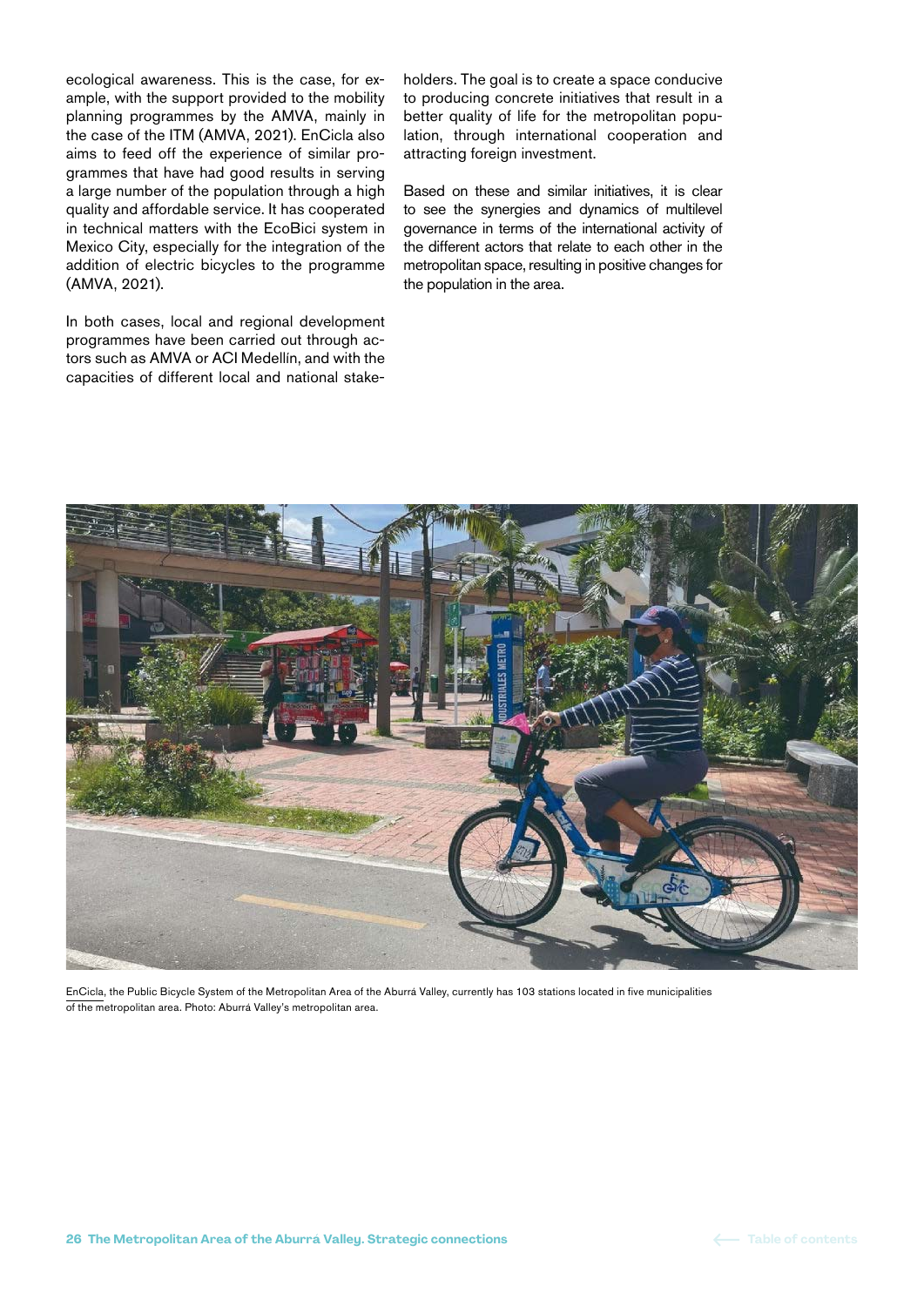ecological awareness. This is the case, for example, with the support provided to the mobility planning programmes by the AMVA, mainly in the case of the ITM (AMVA, 2021). EnCicla also aims to feed off the experience of similar programmes that have had good results in serving a large number of the population through a high quality and affordable service. It has cooperated in technical matters with the EcoBici system in Mexico City, especially for the integration of the addition of electric bicycles to the programme (AMVA, 2021).

In both cases, local and regional development programmes have been carried out through actors such as AMVA or ACI Medellín, and with the capacities of different local and national stakeholders. The goal is to create a space conducive to producing concrete initiatives that result in a better quality of life for the metropolitan population, through international cooperation and attracting foreign investment.

Based on these and similar initiatives, it is clear to see the synergies and dynamics of multilevel governance in terms of the international activity of the different actors that relate to each other in the metropolitan space, resulting in positive changes for the population in the area.

EnCicla, the Public Bicycle System of the Metropolitan Area of the Aburrá Valley, currently has 103 stations located in five municipalities of the metropolitan area. Photo: Aburrá Valley's metropolitan area.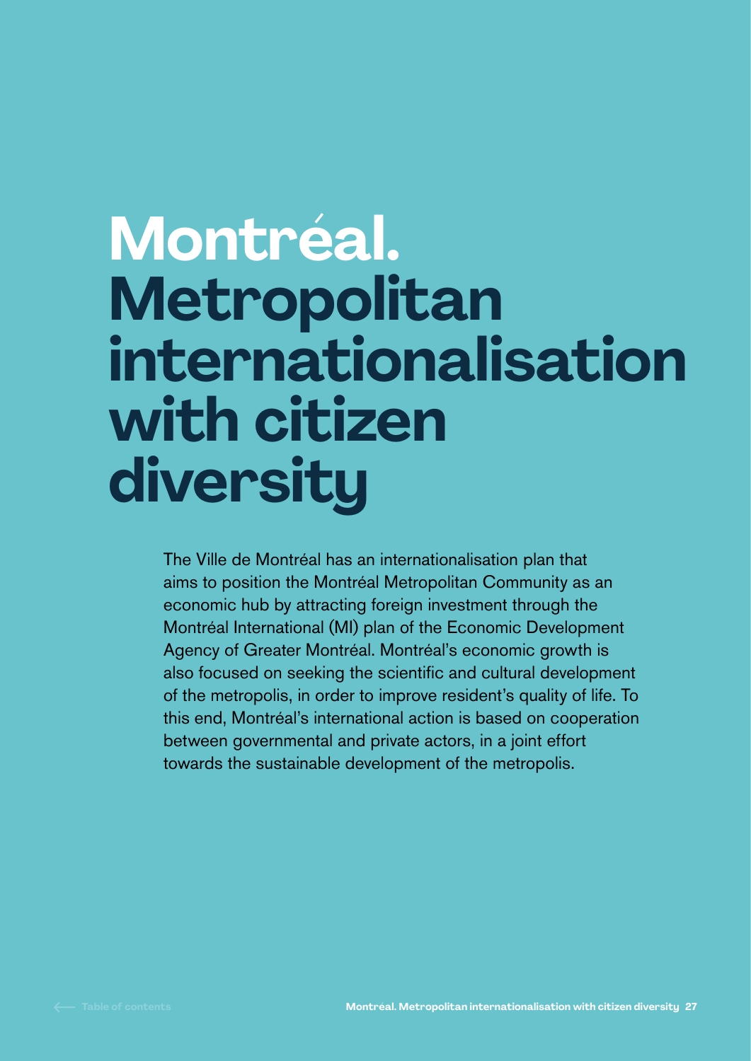# Montréal. Metropolitan internationalisation with citizen diversity

The Ville de Montréal has an internationalisation plan that aims to position the Montréal Metropolitan Community as an economic hub by attracting foreign investment through the Montréal International (MI) plan of the Economic Development Agency of Greater Montréal. Montréal's economic growth is also focused on seeking the scientific and cultural development of the metropolis, in order to improve resident's quality of life. To this end, Montréal's international action is based on cooperation between governmental and private actors, in a joint effort towards the sustainable development of the metropolis.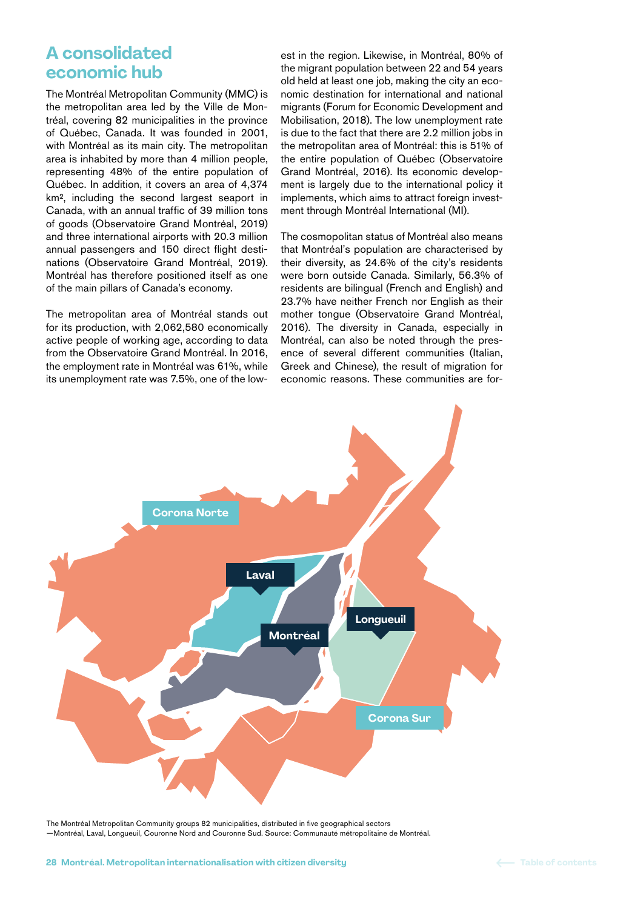## A consolidated economic hub

The Montréal Metropolitan Community (MMC) is the metropolitan area led by the Ville de Montréal, covering 82 municipalities in the province of Québec, Canada. It was founded in 2001, with Montréal as its main city. The metropolitan area is inhabited by more than 4 million people, representing 48% of the entire population of Québec. In addition, it covers an area of 4,374 km², including the second largest seaport in Canada, with an annual traffic of 39 million tons of goods (Observatoire Grand Montréal, 2019) and three international airports with 20.3 million annual passengers and 150 direct flight destinations (Observatoire Grand Montréal, 2019). Montréal has therefore positioned itself as one of the main pillars of Canada's economy.

The metropolitan area of Montréal stands out for its production, with 2,062,580 economically active people of working age, according to data from the Observatoire Grand Montréal. In 2016, the employment rate in Montréal was 61%, while its unemployment rate was 7.5%, one of the lowest in the region. Likewise, in Montréal, 80% of the migrant population between 22 and 54 years old held at least one job, making the city an economic destination for international and national migrants (Forum for Economic Development and Mobilisation, 2018). The low unemployment rate is due to the fact that there are 2.2 million jobs in the metropolitan area of Montréal: this is 51% of the entire population of Québec (Observatoire Grand Montréal, 2016). Its economic development is largely due to the international policy it implements, which aims to attract foreign investment through Montréal International (MI).

The cosmopolitan status of Montréal also means that Montréal's population are characterised by their diversity, as 24.6% of the city's residents were born outside Canada. Similarly, 56.3% of residents are bilingual (French and English) and 23.7% have neither French nor English as their mother tongue (Observatoire Grand Montréal, 2016). The diversity in Canada, especially in Montréal, can also be noted through the presence of several different communities (Italian, Greek and Chinese), the result of migration for economic reasons. These communities are for-

Corona Norte

Laval

Montréal

Longueuil

Corona Sur

The Montréal Metropolitan Community groups 82 municipalities, distributed in five geographical sectors —Montréal, Laval, Longueuil, Couronne Nord and Couronne Sud. Source: Communauté métropolitaine de Montréal.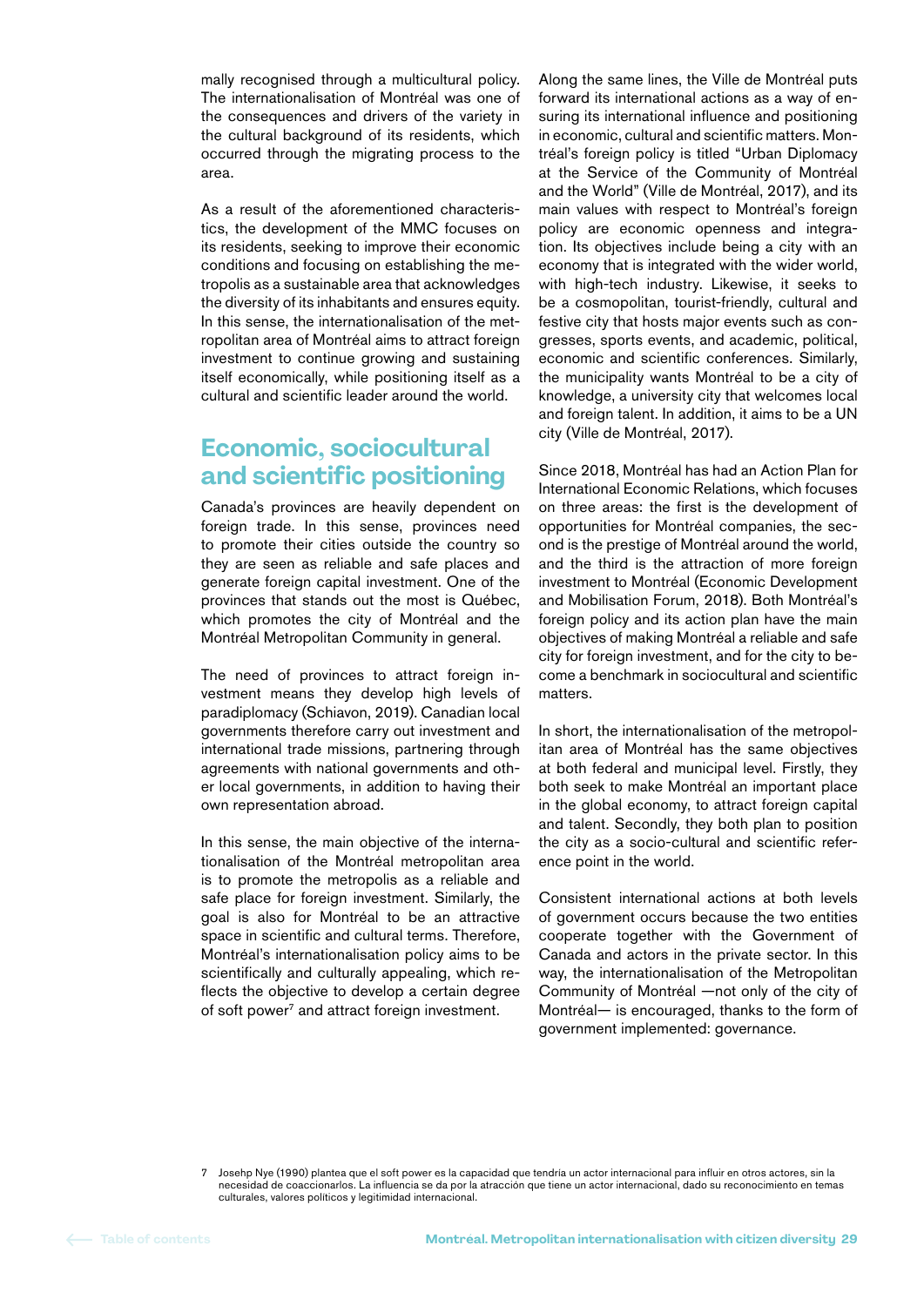mally recognised through a multicultural policy. The internationalisation of Montréal was one of the consequences and drivers of the variety in the cultural background of its residents, which occurred through the migrating process to the area.

As a result of the aforementioned characteristics, the development of the MMC focuses on its residents, seeking to improve their economic conditions and focusing on establishing the metropolis as a sustainable area that acknowledges the diversity of its inhabitants and ensures equity. In this sense, the internationalisation of the metropolitan area of Montréal aims to attract foreign investment to continue growing and sustaining itself economically, while positioning itself as a cultural and scientific leader around the world.

## Economic, sociocultural and scientific positioning

Canada's provinces are heavily dependent on foreign trade. In this sense, provinces need to promote their cities outside the country so they are seen as reliable and safe places and generate foreign capital investment. One of the provinces that stands out the most is Québec, which promotes the city of Montréal and the Montréal Metropolitan Community in general.

The need of provinces to attract foreign investment means they develop high levels of paradiplomacy (Schiavon, 2019). Canadian local governments therefore carry out investment and international trade missions, partnering through agreements with national governments and other local governments, in addition to having their own representation abroad.

In this sense, the main objective of the internationalisation of the Montréal metropolitan area is to promote the metropolis as a reliable and safe place for foreign investment. Similarly, the goal is also for Montréal to be an attractive space in scientific and cultural terms. Therefore, Montréal's internationalisation policy aims to be scientifically and culturally appealing, which reflects the objective to develop a certain degree of soft power[7] and attract foreign investment.

Along the same lines, the Ville de Montréal puts forward its international actions as a way of ensuring its international influence and positioning in economic, cultural and scientific matters. Montréal's foreign policy is titled "Urban Diplomacy at the Service of the Community of Montréal and the World" (Ville de Montréal, 2017), and its main values with respect to Montréal's foreign policy are economic openness and integration. Its objectives include being a city with an economy that is integrated with the wider world, with high-tech industry. Likewise, it seeks to be a cosmopolitan, tourist-friendly, cultural and festive city that hosts major events such as congresses, sports events, and academic, political, economic and scientific conferences. Similarly, the municipality wants Montréal to be a city of knowledge, a university city that welcomes local and foreign talent. In addition, it aims to be a UN city (Ville de Montréal, 2017).

Since 2018, Montréal has had an Action Plan for International Economic Relations, which focuses on three areas: the first is the development of opportunities for Montréal companies, the second is the prestige of Montréal around the world, and the third is the attraction of more foreign investment to Montréal (Economic Development and Mobilisation Forum, 2018). Both Montréal's foreign policy and its action plan have the main objectives of making Montréal a reliable and safe city for foreign investment, and for the city to become a benchmark in sociocultural and scientific matters.

In short, the internationalisation of the metropolitan area of Montréal has the same objectives at both federal and municipal level. Firstly, they both seek to make Montréal an important place in the global economy, to attract foreign capital and talent. Secondly, they both plan to position the city as a socio-cultural and scientific reference point in the world.

Consistent international actions at both levels of government occurs because the two entities cooperate together with the Government of Canada and actors in the private sector. In this way, the internationalisation of the Metropolitan Community of Montréal —not only of the city of Montréal— is encouraged, thanks to the form of government implemented: governance.

[7] Josehp Nye (1990) plantea que el soft power es la capacidad que tendría un actor internacional para influir en otros actores, sin la necesidad de coaccionarlos. La influencia se da por la atracción que tiene un actor internacional, dado su reconocimiento en temas culturales, valores políticos y legitimidad internacional.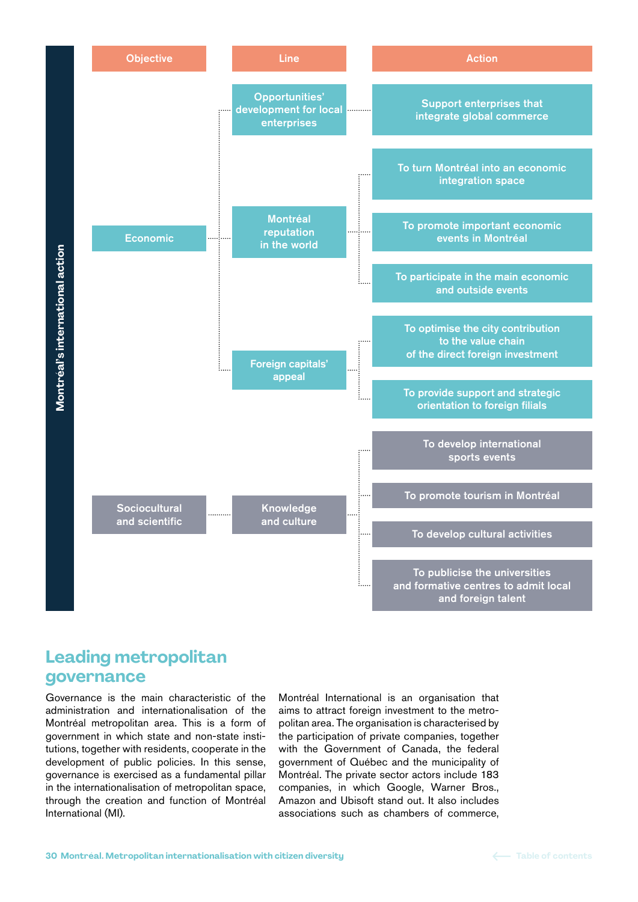**Montréal's international action**

| Objective | Line | Action |
| --- | --- | --- |
| Economic | Opportunities' development for local enterprises | Support enterprises that integrate global commerce |
| | Montréal reputation in the world | To turn Montréal into an economic integration space |
| | | To promote important economic events in Montréal |
| | | To participate in the main economic and outside events |
| | Foreign capitals' appeal | To optimise the city contribution to the value chain of the direct foreign investment |
| | | To provide support and strategic orientation to foreign filials |
| Sociocultural and scientific | Knowledge and culture | To develop international sports events |
| | | To promote tourism in Montréal |
| | | To develop cultural activities |
| | | To publicise the universities and formative centres to admit local and foreign talent |

## Leading metropolitan governance

Governance is the main characteristic of the administration and internationalisation of the Montréal metropolitan area. This is a form of government in which state and non-state institutions, together with residents, cooperate in the development of public policies. In this sense, governance is exercised as a fundamental pillar in the internationalisation of metropolitan space, through the creation and function of Montréal International (MI).

Montréal International is an organisation that aims to attract foreign investment to the metropolitan area. The organisation is characterised by the participation of private companies, together with the Government of Canada, the federal government of Québec and the municipality of Montréal. The private sector actors include 183 companies, in which Google, Warner Bros., Amazon and Ubisoft stand out. It also includes associations such as chambers of commerce,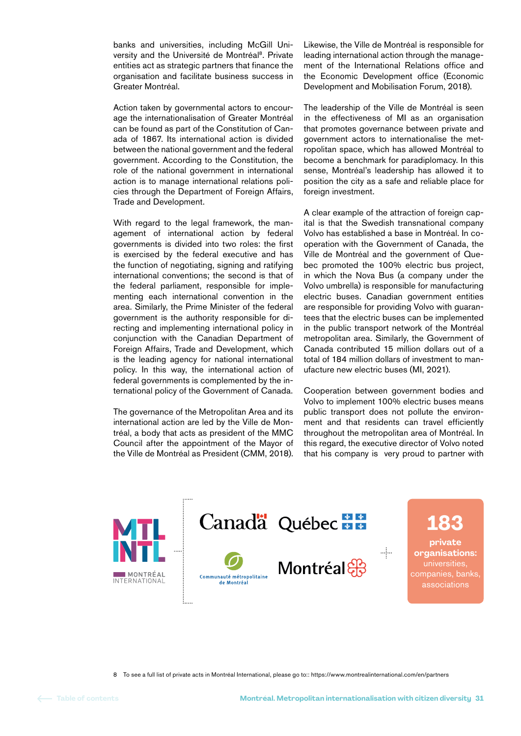banks and universities, including McGill University and the Université de Montréal[8]. Private entities act as strategic partners that finance the organisation and facilitate business success in Greater Montréal.

Action taken by governmental actors to encourage the internationalisation of Greater Montréal can be found as part of the Constitution of Canada of 1867. Its international action is divided between the national government and the federal government. According to the Constitution, the role of the national government in international action is to manage international relations policies through the Department of Foreign Affairs, Trade and Development.

With regard to the legal framework, the management of international action by federal governments is divided into two roles: the first is exercised by the federal executive and has the function of negotiating, signing and ratifying international conventions; the second is that of the federal parliament, responsible for implementing each international convention in the area. Similarly, the Prime Minister of the federal government is the authority responsible for directing and implementing international policy in conjunction with the Canadian Department of Foreign Affairs, Trade and Development, which is the leading agency for national international policy. In this way, the international action of federal governments is complemented by the international policy of the Government of Canada.

The governance of the Metropolitan Area and its international action are led by the Ville de Montréal, a body that acts as president of the MMC Council after the appointment of the Mayor of the Ville de Montréal as President (CMM, 2018).

Likewise, the Ville de Montréal is responsible for leading international action through the management of the International Relations office and the Economic Development office (Economic Development and Mobilisation Forum, 2018).

The leadership of the Ville de Montréal is seen in the effectiveness of MI as an organisation that promotes governance between private and government actors to internationalise the metropolitan space, which has allowed Montréal to become a benchmark for paradiplomacy. In this sense, Montréal's leadership has allowed it to position the city as a safe and reliable place for foreign investment.

A clear example of the attraction of foreign capital is that the Swedish transnational company Volvo has established a base in Montréal. In cooperation with the Government of Canada, the Ville de Montréal and the government of Quebec promoted the 100% electric bus project, in which the Nova Bus (a company under the Volvo umbrella) is responsible for manufacturing electric buses. Canadian government entities are responsible for providing Volvo with guarantees that the electric buses can be implemented in the public transport network of the Montréal metropolitan area. Similarly, the Government of Canada contributed 15 million dollars out of a total of 184 million dollars of investment to manufacture new electric buses (MI, 2021).

Cooperation between government bodies and Volvo to implement 100% electric buses means public transport does not pollute the environment and that residents can travel efficiently throughout the metropolitan area of Montréal. In this regard, the executive director of Volvo noted that his company is very proud to partner with

MTL INTL MONTRÉAL INTERNATIONAL

Canada | Québec | Communauté métropolitaine de Montréal | Montréal

**183 private organisations:** universities, companies, banks, associations

8 To see a full list of private acts in Montréal International, please go to:: https://www.montrealinternational.com/en/partners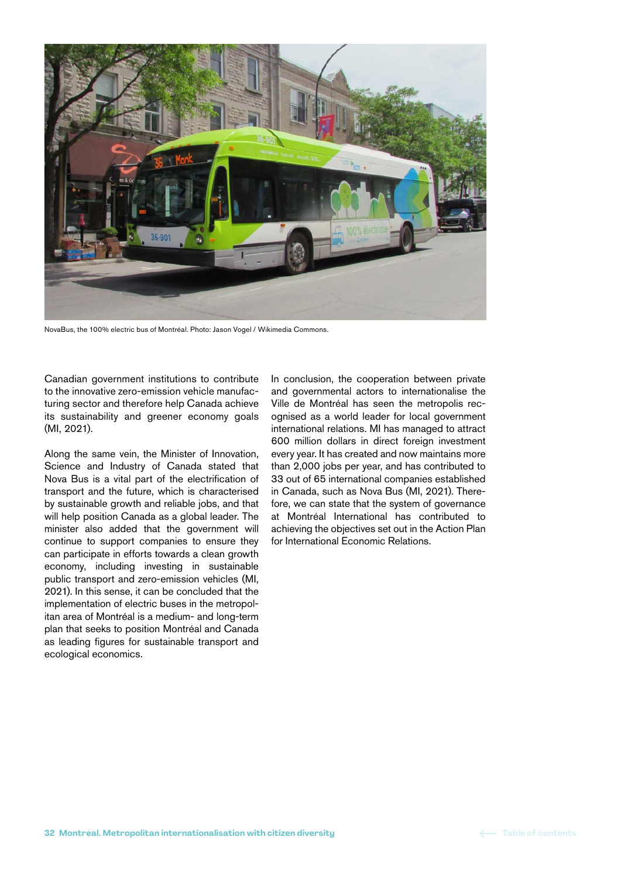NovaBus, the 100% electric bus of Montréal. Photo: Jason Vogel / Wikimedia Commons.

Canadian government institutions to contribute to the innovative zero-emission vehicle manufacturing sector and therefore help Canada achieve its sustainability and greener economy goals (MI, 2021).

Along the same vein, the Minister of Innovation, Science and Industry of Canada stated that Nova Bus is a vital part of the electrification of transport and the future, which is characterised by sustainable growth and reliable jobs, and that will help position Canada as a global leader. The minister also added that the government will continue to support companies to ensure they can participate in efforts towards a clean growth economy, including investing in sustainable public transport and zero-emission vehicles (MI, 2021). In this sense, it can be concluded that the implementation of electric buses in the metropolitan area of Montréal is a medium- and long-term plan that seeks to position Montréal and Canada as leading figures for sustainable transport and ecological economics.

In conclusion, the cooperation between private and governmental actors to internationalise the Ville de Montréal has seen the metropolis recognised as a world leader for local government international relations. MI has managed to attract 600 million dollars in direct foreign investment every year. It has created and now maintains more than 2,000 jobs per year, and has contributed to 33 out of 65 international companies established in Canada, such as Nova Bus (MI, 2021). Therefore, we can state that the system of governance at Montréal International has contributed to achieving the objectives set out in the Action Plan for International Economic Relations.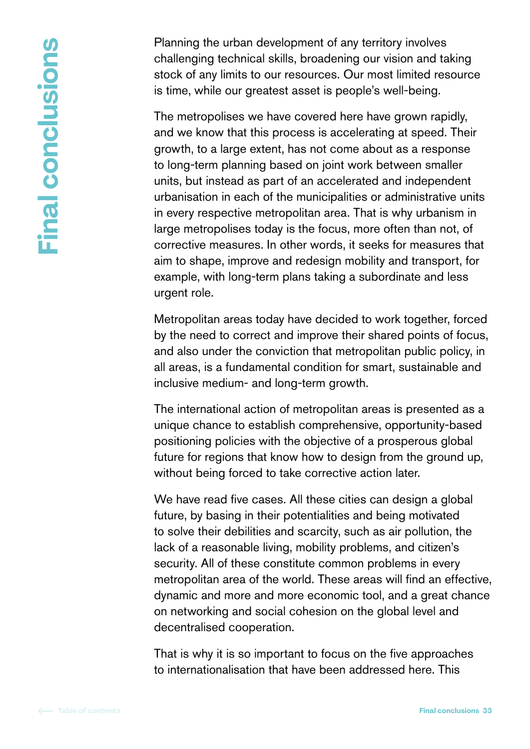# Final conclusions

Planning the urban development of any territory involves challenging technical skills, broadening our vision and taking stock of any limits to our resources. Our most limited resource is time, while our greatest asset is people's well-being.

The metropolises we have covered here have grown rapidly, and we know that this process is accelerating at speed. Their growth, to a large extent, has not come about as a response to long-term planning based on joint work between smaller units, but instead as part of an accelerated and independent urbanisation in each of the municipalities or administrative units in every respective metropolitan area. That is why urbanism in large metropolises today is the focus, more often than not, of corrective measures. In other words, it seeks for measures that aim to shape, improve and redesign mobility and transport, for example, with long-term plans taking a subordinate and less urgent role.

Metropolitan areas today have decided to work together, forced by the need to correct and improve their shared points of focus, and also under the conviction that metropolitan public policy, in all areas, is a fundamental condition for smart, sustainable and inclusive medium- and long-term growth.

The international action of metropolitan areas is presented as a unique chance to establish comprehensive, opportunity-based positioning policies with the objective of a prosperous global future for regions that know how to design from the ground up, without being forced to take corrective action later.

We have read five cases. All these cities can design a global future, by basing in their potentialities and being motivated to solve their debilities and scarcity, such as air pollution, the lack of a reasonable living, mobility problems, and citizen's security. All of these constitute common problems in every metropolitan area of the world. These areas will find an effective, dynamic and more and more economic tool, and a great chance on networking and social cohesion on the global level and decentralised cooperation.

That is why it is so important to focus on the five approaches to internationalisation that have been addressed here. This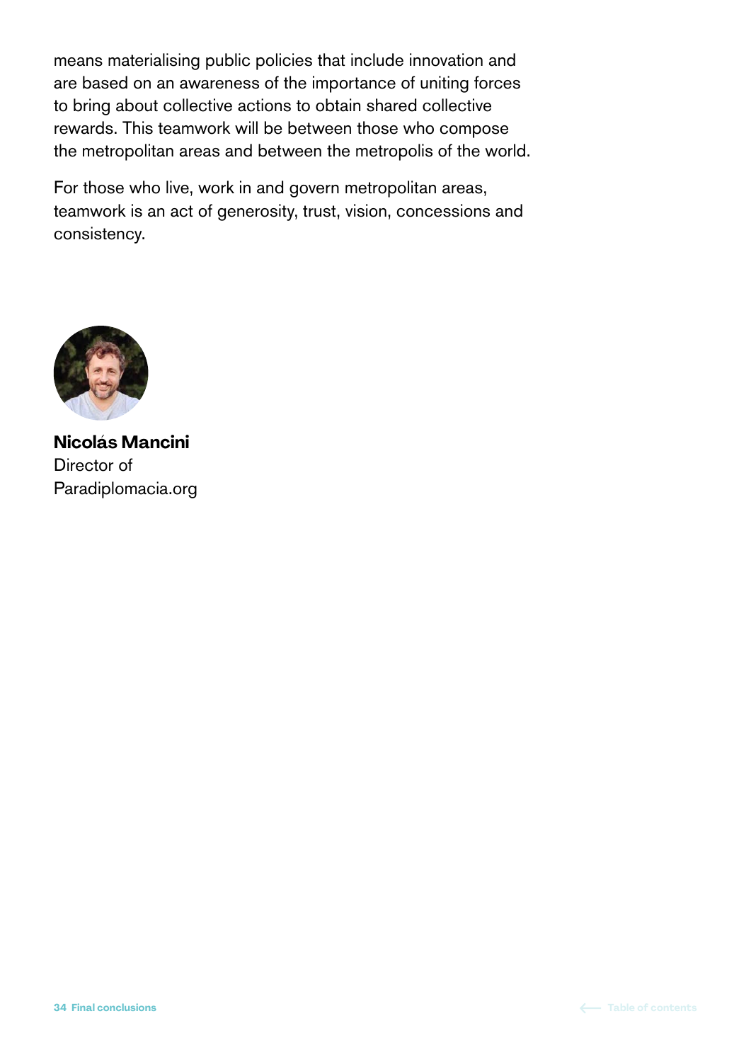means materialising public policies that include innovation and are based on an awareness of the importance of uniting forces to bring about collective actions to obtain shared collective rewards. This teamwork will be between those who compose the metropolitan areas and between the metropolis of the world.

For those who live, work in and govern metropolitan areas, teamwork is an act of generosity, trust, vision, concessions and consistency.

**Nicolás Mancini**
Director of
Paradiplomacia.org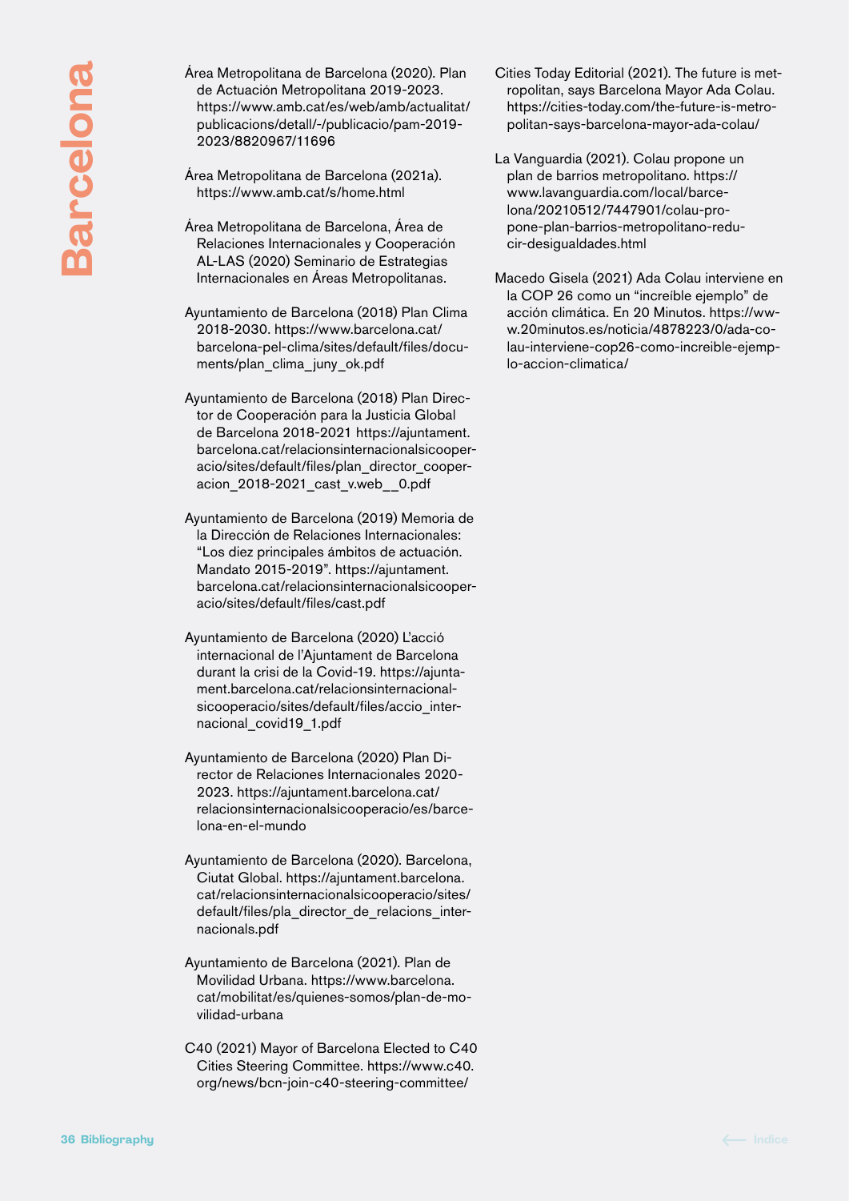# Barcelona

Área Metropolitana de Barcelona (2020). Plan de Actuación Metropolitana 2019-2023. https://www.amb.cat/es/web/amb/actualitat/publicacions/detall/-/publicacio/pam-2019-2023/8820967/11696

Área Metropolitana de Barcelona (2021a). https://www.amb.cat/s/home.html

Área Metropolitana de Barcelona, Área de Relaciones Internacionales y Cooperación AL-LAS (2020) Seminario de Estrategias Internacionales en Áreas Metropolitanas.

Ayuntamiento de Barcelona (2018) Plan Clima 2018-2030. https://www.barcelona.cat/barcelona-pel-clima/sites/default/files/documents/plan_clima_juny_ok.pdf

Ayuntamiento de Barcelona (2018) Plan Director de Cooperación para la Justicia Global de Barcelona 2018-2021 https://ajuntament.barcelona.cat/relacionsinternacionalsicooperacio/sites/default/files/plan_director_cooperacion_2018-2021_cast_v.web__0.pdf

Ayuntamiento de Barcelona (2019) Memoria de la Dirección de Relaciones Internacionales: "Los diez principales ámbitos de actuación. Mandato 2015-2019". https://ajuntament.barcelona.cat/relacionsinternacionalsicooperacio/sites/default/files/cast.pdf

Ayuntamiento de Barcelona (2020) L'acció internacional de l'Ajuntament de Barcelona durant la crisi de la Covid-19. https://ajuntament.barcelona.cat/relacionsinternacionalsicooperacio/sites/default/files/accio_internacional_covid19_1.pdf

Ayuntamiento de Barcelona (2020) Plan Director de Relaciones Internacionales 2020-2023. https://ajuntament.barcelona.cat/relacionsinternacionalsicooperacio/es/barcelona-en-el-mundo

Ayuntamiento de Barcelona (2020). Barcelona, Ciutat Global. https://ajuntament.barcelona.cat/relacionsinternacionalsicooperacio/sites/default/files/pla_director_de_relacions_internacionals.pdf

Ayuntamiento de Barcelona (2021). Plan de Movilidad Urbana. https://www.barcelona.cat/mobilitat/es/quienes-somos/plan-de-movilidad-urbana

C40 (2021) Mayor of Barcelona Elected to C40 Cities Steering Committee. https://www.c40.org/news/bcn-join-c40-steering-committee/

Cities Today Editorial (2021). The future is metropolitan, says Barcelona Mayor Ada Colau. https://cities-today.com/the-future-is-metropolitan-says-barcelona-mayor-ada-colau/

La Vanguardia (2021). Colau propone un plan de barrios metropolitano. https://www.lavanguardia.com/local/barcelona/20210512/7447901/colau-propone-plan-barrios-metropolitano-reducir-desigualdades.html

Macedo Gisela (2021) Ada Colau interviene en la COP 26 como un "increíble ejemplo" de acción climática. En 20 Minutos. https://www.20minutos.es/noticia/4878223/0/ada-colau-interviene-cop26-como-increible-ejemplo-accion-climatica/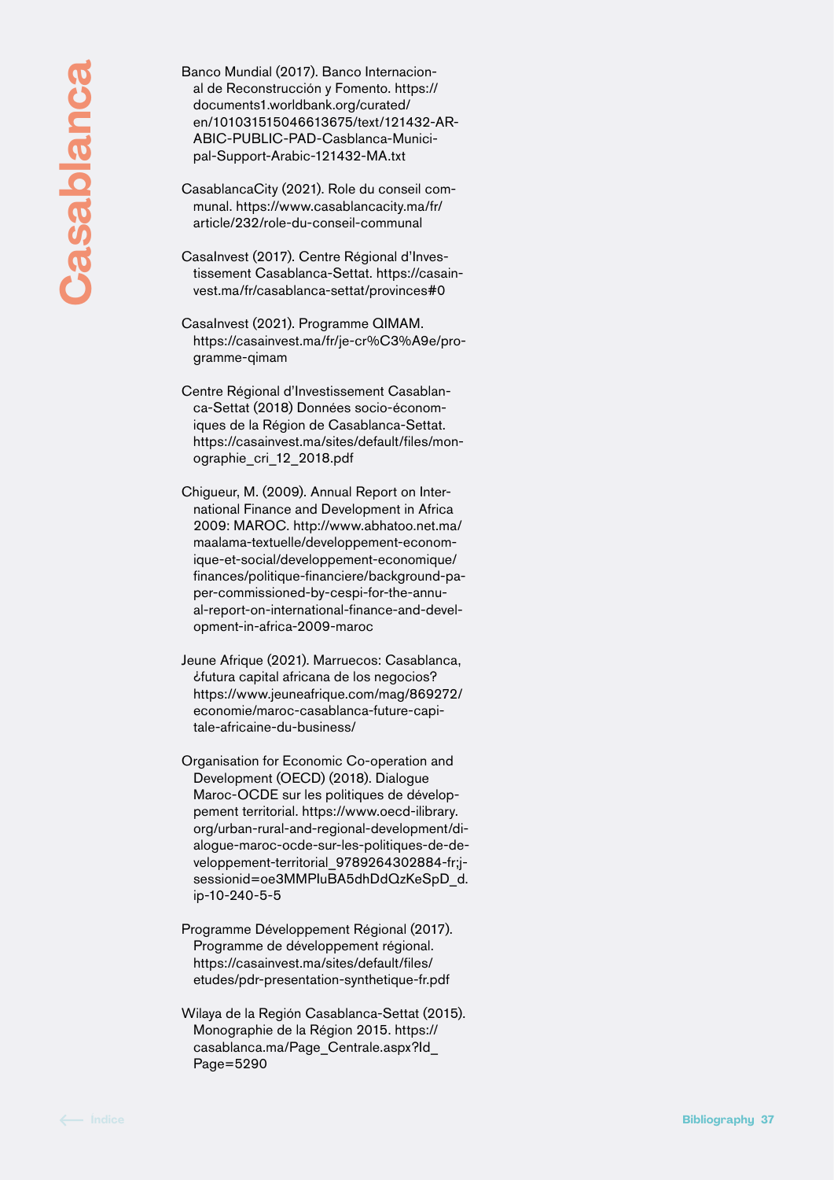# Casablanca

Banco Mundial (2017). Banco Internacional de Reconstrucción y Fomento. https://documents1.worldbank.org/curated/en/101031515046613675/text/121432-ARABIC-PUBLIC-PAD-Casblanca-Municipal-Support-Arabic-121432-MA.txt

CasablancaCity (2021). Role du conseil communal. https://www.casablancacity.ma/fr/article/232/role-du-conseil-communal

CasaInvest (2017). Centre Régional d'Investissement Casablanca-Settat. https://casainvest.ma/fr/casablanca-settat/provinces#0

CasaInvest (2021). Programme QIMAM. https://casainvest.ma/fr/je-cr%C3%A9e/programme-qimam

Centre Régional d'Investissement Casablanca-Settat (2018) Données socio-économiques de la Région de Casablanca-Settat. https://casainvest.ma/sites/default/files/monographie_cri_12_2018.pdf

Chigueur, M. (2009). Annual Report on International Finance and Development in Africa 2009: MAROC. http://www.abhatoo.net.ma/maalama-textuelle/developpement-economique-et-social/developpement-economique/finances/politique-financiere/background-paper-commissioned-by-cespi-for-the-annual-report-on-international-finance-and-development-in-africa-2009-maroc

Jeune Afrique (2021). Marruecos: Casablanca, ¿futura capital africana de los negocios? https://www.jeuneafrique.com/mag/869272/economie/maroc-casablanca-future-capitale-africaine-du-business/

Organisation for Economic Co-operation and Development (OECD) (2018). Dialogue Maroc-OCDE sur les politiques de développement territorial. https://www.oecd-ilibrary.org/urban-rural-and-regional-development/dialogue-maroc-ocde-sur-les-politiques-de-developpement-territorial_9789264302884-fr;jsessionid=oe3MMPluBA5dhDdQzKeSpD_d.ip-10-240-5-5

Programme Développement Régional (2017). Programme de développement régional. https://casainvest.ma/sites/default/files/etudes/pdr-presentation-synthetique-fr.pdf

Wilaya de la Región Casablanca-Settat (2015). Monographie de la Région 2015. https://casablanca.ma/Page_Centrale.aspx?Id_Page=5290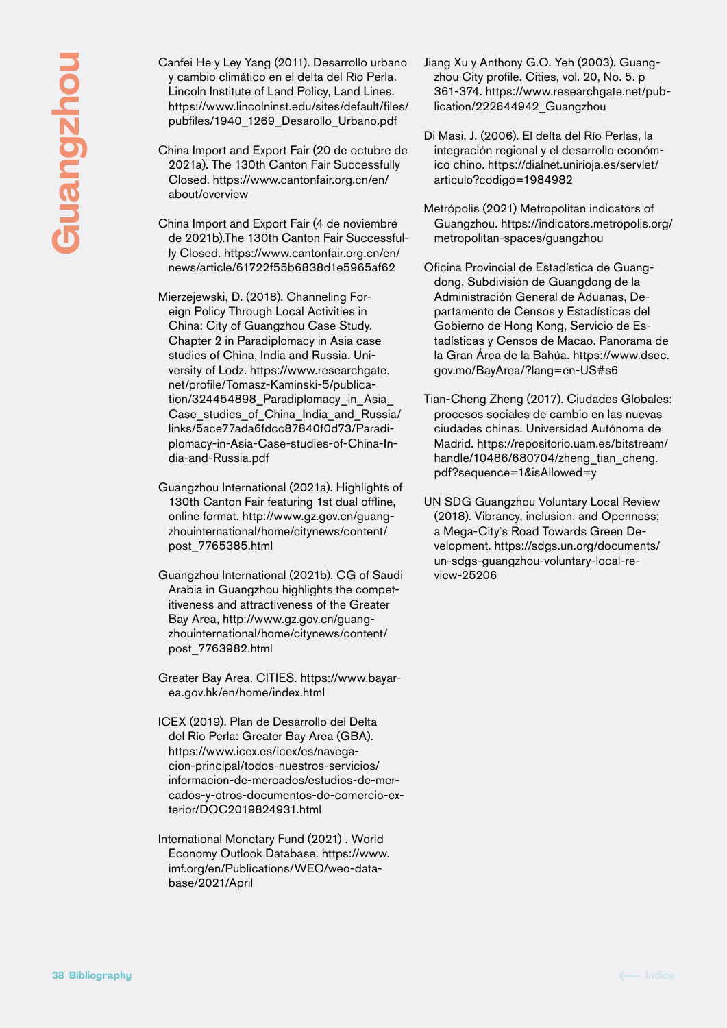Canfei He y Ley Yang (2011). Desarrollo urbano y cambio climático en el delta del Río Perla. Lincoln Institute of Land Policy, Land Lines. https://www.lincolninst.edu/sites/default/files/pubfiles/1940_1269_Desarollo_Urbano.pdf

China Import and Export Fair (20 de octubre de 2021a). The 130th Canton Fair Successfully Closed. https://www.cantonfair.org.cn/en/about/overview

China Import and Export Fair (4 de noviembre de 2021b).The 130th Canton Fair Successfully Closed. https://www.cantonfair.org.cn/en/news/article/61722f55b6838d1e5965af62

Mierzejewski, D. (2018). Channeling Foreign Policy Through Local Activities in China: City of Guangzhou Case Study. Chapter 2 in Paradiplomacy in Asia case studies of China, India and Russia. University of Lodz. https://www.researchgate.net/profile/Tomasz-Kaminski-5/publication/324454898_Paradiplomacy_in_Asia_Case_studies_of_China_India_and_Russia/links/5ace77ada6fdcc87840f0d73/Paradiplomacy-in-Asia-Case-studies-of-China-India-and-Russia.pdf

Guangzhou International (2021a). Highlights of 130th Canton Fair featuring 1st dual offline, online format. http://www.gz.gov.cn/guangzhouinternational/home/citynews/content/post_7765385.html

Guangzhou International (2021b). CG of Saudi Arabia in Guangzhou highlights the competitiveness and attractiveness of the Greater Bay Area, http://www.gz.gov.cn/guangzhouinternational/home/citynews/content/post_7763982.html

Greater Bay Area. CITIES. https://www.bayarea.gov.hk/en/home/index.html

ICEX (2019). Plan de Desarrollo del Delta del Río Perla: Greater Bay Area (GBA). https://www.icex.es/icex/es/navegacion-principal/todos-nuestros-servicios/informacion-de-mercados/estudios-de-mercados-y-otros-documentos-de-comercio-exterior/DOC2019824931.html

International Monetary Fund (2021) . World Economy Outlook Database. https://www.imf.org/en/Publications/WEO/weo-database/2021/April

Jiang Xu y Anthony G.O. Yeh (2003). Guangzhou City profile. Cities, vol. 20, No. 5. p 361-374. https://www.researchgate.net/publication/222644942_Guangzhou

Di Masi, J. (2006). El delta del Río Perlas, la integración regional y el desarrollo económico chino. https://dialnet.unirioja.es/servlet/articulo?codigo=1984982

Metrópolis (2021) Metropolitan indicators of Guangzhou. https://indicators.metropolis.org/metropolitan-spaces/guangzhou

Oficina Provincial de Estadística de Guangdong, Subdivisión de Guangdong de la Administración General de Aduanas, Departamento de Censos y Estadísticas del Gobierno de Hong Kong, Servicio de Estadísticas y Censos de Macao. Panorama de la Gran Área de la Bahúa. https://www.dsec.gov.mo/BayArea/?lang=en-US#s6

Tian-Cheng Zheng (2017). Ciudades Globales: procesos sociales de cambio en las nuevas ciudades chinas. Universidad Autónoma de Madrid. https://repositorio.uam.es/bitstream/handle/10486/680704/zheng_tian_cheng.pdf?sequence=1&isAllowed=y

UN SDG Guangzhou Voluntary Local Review (2018). Vibrancy, inclusion, and Openness; a Mega-City`s Road Towards Green Development. https://sdgs.un.org/documents/un-sdgs-guangzhou-voluntary-local-review-25206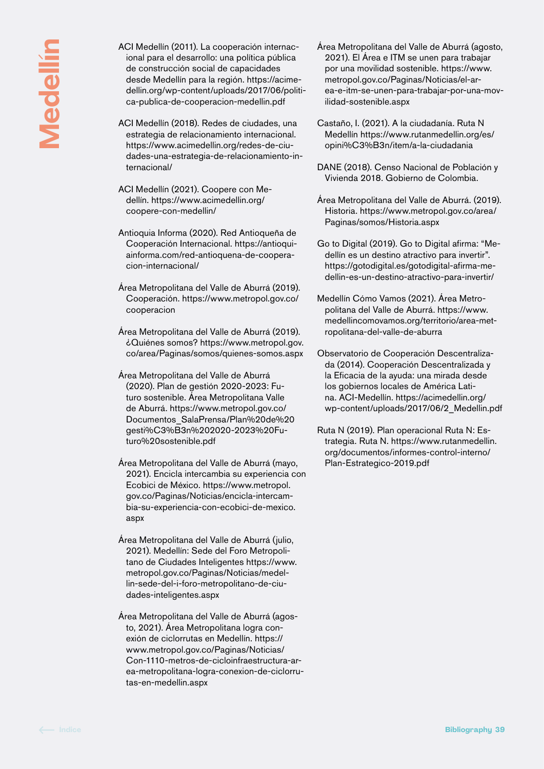ACI Medellín (2011). La cooperación internacional para el desarrollo: una política pública de construcción social de capacidades desde Medellín para la región. https://acimedellin.org/wp-content/uploads/2017/06/politica-publica-de-cooperacion-medellin.pdf

ACI Medellín (2018). Redes de ciudades, una estrategia de relacionamiento internacional. https://www.acimedellin.org/redes-de-ciudades-una-estrategia-de-relacionamiento-internacional/

ACI Medellín (2021). Coopere con Medellín. https://www.acimedellin.org/coopere-con-medellin/

Antioquia Informa (2020). Red Antioqueña de Cooperación Internacional. https://antioquiainforma.com/red-antioquena-de-cooperacion-internacional/

Área Metropolitana del Valle de Aburrá (2019). Cooperación. https://www.metropol.gov.co/cooperacion

Área Metropolitana del Valle de Aburrá (2019). ¿Quiénes somos? https://www.metropol.gov.co/area/Paginas/somos/quienes-somos.aspx

Área Metropolitana del Valle de Aburrá (2020). Plan de gestión 2020-2023: Futuro sostenible. Área Metropolitana Valle de Aburrá. https://www.metropol.gov.co/Documentos_SalaPrensa/Plan%20de%20gesti%C3%B3n%202020-2023%20Futuro%20sostenible.pdf

Área Metropolitana del Valle de Aburrá (mayo, 2021). Encicla intercambia su experiencia con Ecobici de México. https://www.metropol.gov.co/Paginas/Noticias/encicla-intercambia-su-experiencia-con-ecobici-de-mexico.aspx

Área Metropolitana del Valle de Aburrá (julio, 2021). Medellín: Sede del Foro Metropolitano de Ciudades Inteligentes https://www.metropol.gov.co/Paginas/Noticias/medellin-sede-del-i-foro-metropolitano-de-ciudades-inteligentes.aspx

Área Metropolitana del Valle de Aburrá (agosto, 2021). Área Metropolitana logra conexión de ciclorrutas en Medellín. https://www.metropol.gov.co/Paginas/Noticias/Con-1110-metros-de-cicloinfraestructura-area-metropolitana-logra-conexion-de-ciclorrutas-en-medellin.aspx

Área Metropolitana del Valle de Aburrá (agosto, 2021). El Área e ITM se unen para trabajar por una movilidad sostenible. https://www.metropol.gov.co/Paginas/Noticias/el-area-e-itm-se-unen-para-trabajar-por-una-movilidad-sostenible.aspx

Castaño, I. (2021). A la ciudadanía. Ruta N Medellín https://www.rutanmedellin.org/es/opini%C3%B3n/item/a-la-ciudadania

DANE (2018). Censo Nacional de Población y Vivienda 2018. Gobierno de Colombia.

Área Metropolitana del Valle de Aburrá. (2019). Historia. https://www.metropol.gov.co/area/Paginas/somos/Historia.aspx

Go to Digital (2019). Go to Digital afirma: "Medellín es un destino atractivo para invertir". https://gotodigital.es/gotodigital-afirma-medellin-es-un-destino-atractivo-para-invertir/

Medellín Cómo Vamos (2021). Área Metropolitana del Valle de Aburrá. https://www.medellincomovamos.org/territorio/area-metropolitana-del-valle-de-aburra

Observatorio de Cooperación Descentralizada (2014). Cooperación Descentralizada y la Eficacia de la ayuda: una mirada desde los gobiernos locales de América Latina. ACI-Medellín. https://acimedellin.org/wp-content/uploads/2017/06/2_Medellin.pdf

Ruta N (2019). Plan operacional Ruta N: Estrategia. Ruta N. https://www.rutanmedellin.org/documentos/informes-control-interno/Plan-Estrategico-2019.pdf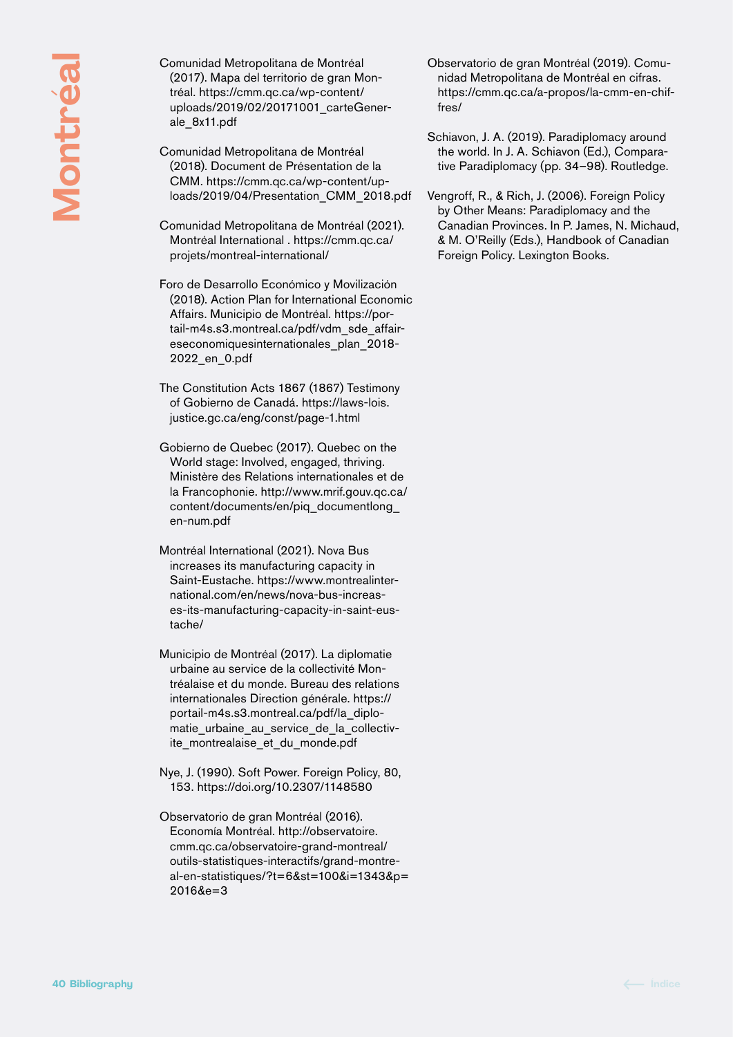Comunidad Metropolitana de Montréal (2017). Mapa del territorio de gran Montréal. https://cmm.qc.ca/wp-content/uploads/2019/02/20171001_carteGenerale_8x11.pdf

Comunidad Metropolitana de Montréal (2018). Document de Présentation de la CMM. https://cmm.qc.ca/wp-content/uploads/2019/04/Presentation_CMM_2018.pdf

Comunidad Metropolitana de Montréal (2021). Montréal International . https://cmm.qc.ca/projets/montreal-international/

Foro de Desarrollo Económico y Movilización (2018). Action Plan for International Economic Affairs. Municipio de Montréal. https://portail-m4s.s3.montreal.ca/pdf/vdm_sde_affaireseconomiquesinternationales_plan_2018-2022_en_0.pdf

The Constitution Acts 1867 (1867) Testimony of Gobierno de Canadá. https://laws-lois.justice.gc.ca/eng/const/page-1.html

Gobierno de Quebec (2017). Quebec on the World stage: Involved, engaged, thriving. Ministère des Relations internationales et de la Francophonie. http://www.mrif.gouv.qc.ca/content/documents/en/piq_documentlong_en-num.pdf

Montréal International (2021). Nova Bus increases its manufacturing capacity in Saint-Eustache. https://www.montrealinternational.com/en/news/nova-bus-increases-its-manufacturing-capacity-in-saint-eustache/

Municipio de Montréal (2017). La diplomatie urbaine au service de la collectivité Montréalaise et du monde. Bureau des relations internationales Direction générale. https://portail-m4s.s3.montreal.ca/pdf/la_diplomatie_urbaine_au_service_de_la_collectivite_montrealaise_et_du_monde.pdf

Nye, J. (1990). Soft Power. Foreign Policy, 80, 153. https://doi.org/10.2307/1148580

Observatorio de gran Montréal (2016). Economía Montréal. http://observatoire.cmm.qc.ca/observatoire-grand-montreal/outils-statistiques-interactifs/grand-montreal-en-statistiques/?t=6&st=100&i=1343&p=2016&e=3

Observatorio de gran Montréal (2019). Comunidad Metropolitana de Montréal en cifras. https://cmm.qc.ca/a-propos/la-cmm-en-chiffres/

Schiavon, J. A. (2019). Paradiplomacy around the world. In J. A. Schiavon (Ed.), Comparative Paradiplomacy (pp. 34–98). Routledge.

Vengroff, R., & Rich, J. (2006). Foreign Policy by Other Means: Paradiplomacy and the Canadian Provinces. In P. James, N. Michaud, & M. O'Reilly (Eds.), Handbook of Canadian Foreign Policy. Lexington Books.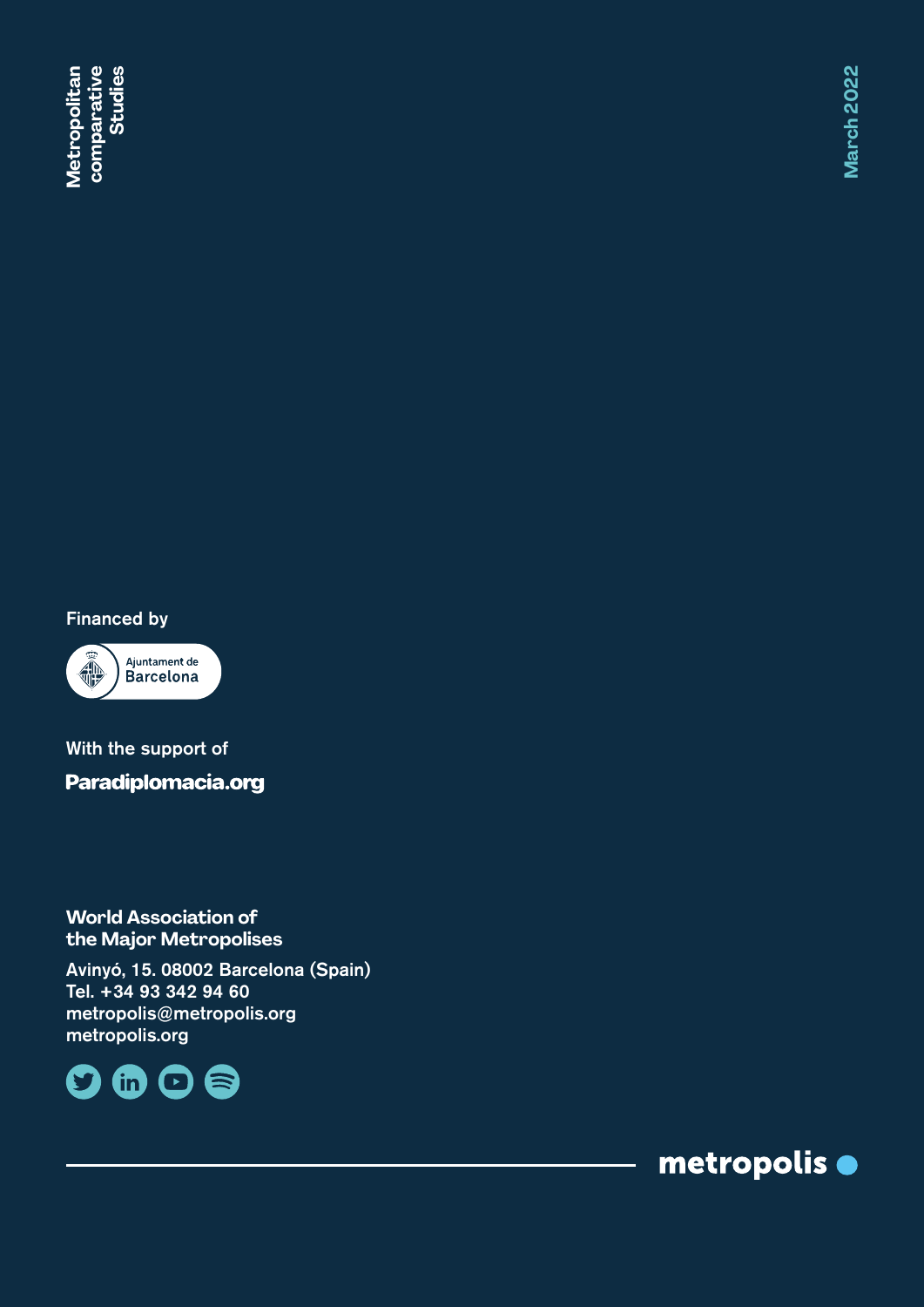Metropolitan comparative Studies

March 2022

Financed by

Ajuntament de Barcelona

With the support of

Paradiplomacia.org

**World Association of the Major Metropolises**

Avinyó, 15. 08002 Barcelona (Spain)
Tel. +34 93 342 94 60
metropolis@metropolis.org
metropolis.org

metropolis